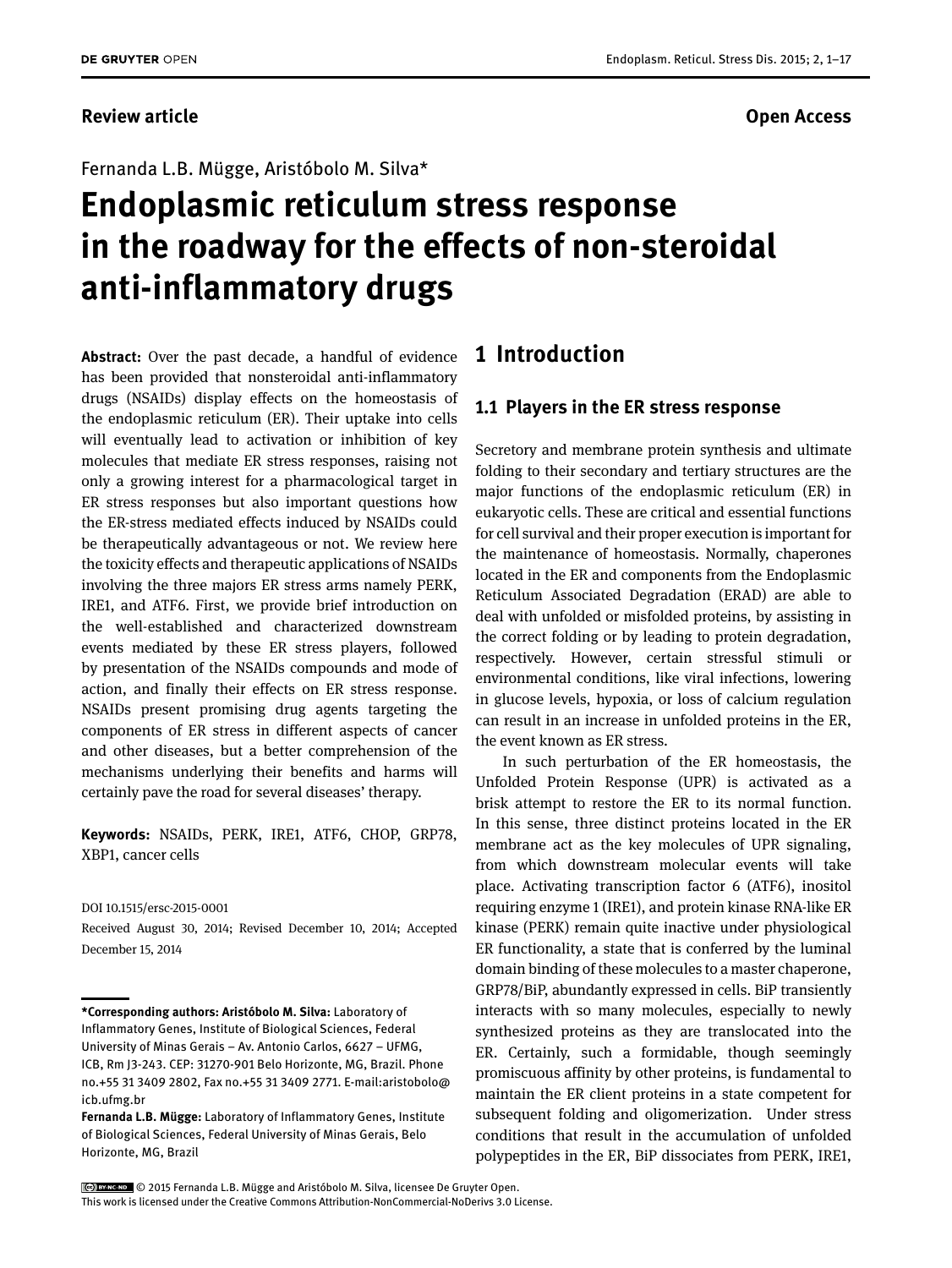**Review article** **Open Access**

Fernanda L.B. Mügge, Aristóbolo M. Silva*

# Endoplasmic reticulum stress response in the roadway for the effects of non-steroidal anti-inflammatory drugs

**Abstract:** Over the past decade, a handful of evidence has been provided that nonsteroidal anti-inflammatory drugs (NSAIDs) display effects on the homeostasis of the endoplasmic reticulum (ER). Their uptake into cells will eventually lead to activation or inhibition of key molecules that mediate ER stress responses, raising not only a growing interest for a pharmacological target in ER stress responses but also important questions how the ER-stress mediated effects induced by NSAIDs could be therapeutically advantageous or not. We review here the toxicity effects and therapeutic applications of NSAIDs involving the three majors ER stress arms namely PERK, IRE1, and ATF6. First, we provide brief introduction on the well-established and characterized downstream events mediated by these ER stress players, followed by presentation of the NSAIDs compounds and mode of action, and finally their effects on ER stress response. NSAIDs present promising drug agents targeting the components of ER stress in different aspects of cancer and other diseases, but a better comprehension of the mechanisms underlying their benefits and harms will certainly pave the road for several diseases' therapy.

**Keywords:** NSAIDs, PERK, IRE1, ATF6, CHOP, GRP78, XBP1, cancer cells

DOI 10.1515/ersc-2015-0001
Received August 30, 2014; Revised December 10, 2014; Accepted December 15, 2014

**\*Corresponding authors: Aristóbolo M. Silva:** Laboratory of Inflammatory Genes, Institute of Biological Sciences, Federal University of Minas Gerais – Av. Antonio Carlos, 6627 – UFMG, ICB, Rm J3-243. CEP: 31270-901 Belo Horizonte, MG, Brazil. Phone no.+55 31 3409 2802, Fax no.+55 31 3409 2771. E-mail:aristobolo@icb.ufmg.br

**Fernanda L.B. Mügge:** Laboratory of Inflammatory Genes, Institute of Biological Sciences, Federal University of Minas Gerais, Belo Horizonte, MG, Brazil

## 1 Introduction

### 1.1 Players in the ER stress response

Secretory and membrane protein synthesis and ultimate folding to their secondary and tertiary structures are the major functions of the endoplasmic reticulum (ER) in eukaryotic cells. These are critical and essential functions for cell survival and their proper execution is important for the maintenance of homeostasis. Normally, chaperones located in the ER and components from the Endoplasmic Reticulum Associated Degradation (ERAD) are able to deal with unfolded or misfolded proteins, by assisting in the correct folding or by leading to protein degradation, respectively. However, certain stressful stimuli or environmental conditions, like viral infections, lowering in glucose levels, hypoxia, or loss of calcium regulation can result in an increase in unfolded proteins in the ER, the event known as ER stress.

In such perturbation of the ER homeostasis, the Unfolded Protein Response (UPR) is activated as a brisk attempt to restore the ER to its normal function. In this sense, three distinct proteins located in the ER membrane act as the key molecules of UPR signaling, from which downstream molecular events will take place. Activating transcription factor 6 (ATF6), inositol requiring enzyme 1 (IRE1), and protein kinase RNA-like ER kinase (PERK) remain quite inactive under physiological ER functionality, a state that is conferred by the luminal domain binding of these molecules to a master chaperone, GRP78/BiP, abundantly expressed in cells. BiP transiently interacts with so many molecules, especially to newly synthesized proteins as they are translocated into the ER. Certainly, such a formidable, though seemingly promiscuous affinity by other proteins, is fundamental to maintain the ER client proteins in a state competent for subsequent folding and oligomerization. Under stress conditions that result in the accumulation of unfolded polypeptides in the ER, BiP dissociates from PERK, IRE1,

© 2015 Fernanda L.B. Mügge and Aristóbolo M. Silva, licensee De Gruyter Open.
This work is licensed under the Creative Commons Attribution-NonCommercial-NoDerivs 3.0 License.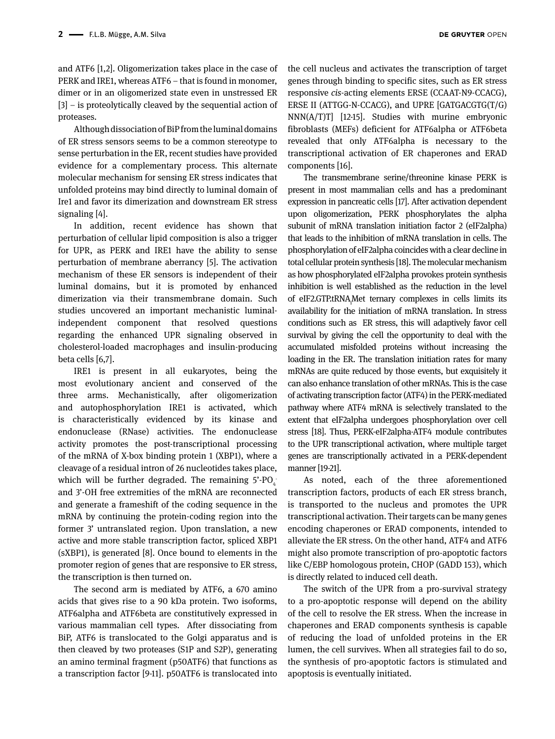and ATF6 [1,2]. Oligomerization takes place in the case of PERK and IRE1, whereas ATF6 – that is found in monomer, dimer or in an oligomerized state even in unstressed ER [3] – is proteolytically cleaved by the sequential action of proteases.

Although dissociation of BiP from the luminal domains of ER stress sensors seems to be a common stereotype to sense perturbation in the ER, recent studies have provided evidence for a complementary process. This alternate molecular mechanism for sensing ER stress indicates that unfolded proteins may bind directly to luminal domain of Ire1 and favor its dimerization and downstream ER stress signaling [4].

In addition, recent evidence has shown that perturbation of cellular lipid composition is also a trigger for UPR, as PERK and IRE1 have the ability to sense perturbation of membrane aberrancy [5]. The activation mechanism of these ER sensors is independent of their luminal domains, but it is promoted by enhanced dimerization via their transmembrane domain. Such studies uncovered an important mechanistic luminal-independent component that resolved questions regarding the enhanced UPR signaling observed in cholesterol-loaded macrophages and insulin-producing beta cells [6,7].

IRE1 is present in all eukaryotes, being the most evolutionary ancient and conserved of the three arms. Mechanistically, after oligomerization and autophosphorylation IRE1 is activated, which is characteristically evidenced by its kinase and endonuclease (RNase) activities. The endonuclease activity promotes the post-transcriptional processing of the mRNA of X-box binding protein 1 (XBP1), where a cleavage of a residual intron of 26 nucleotides takes place, which will be further degraded. The remaining 5'-$PO_4^-$ and 3'-OH free extremities of the mRNA are reconnected and generate a frameshift of the coding sequence in the mRNA by continuing the protein-coding region into the former 3' untranslated region. Upon translation, a new active and more stable transcription factor, spliced XBP1 (sXBP1), is generated [8]. Once bound to elements in the promoter region of genes that are responsive to ER stress, the transcription is then turned on.

The second arm is mediated by ATF6, a 670 amino acids that gives rise to a 90 kDa protein. Two isoforms, ATF6alpha and ATF6beta are constitutively expressed in various mammalian cell types. After dissociating from BiP, ATF6 is translocated to the Golgi apparatus and is then cleaved by two proteases (S1P and S2P), generating an amino terminal fragment (p50ATF6) that functions as a transcription factor [9-11]. p50ATF6 is translocated into the cell nucleus and activates the transcription of target genes through binding to specific sites, such as ER stress responsive *cis*-acting elements ERSE (CCAAT-N9-CCACG), ERSE II (ATTGG-N-CCACG), and UPRE [GATGACGTG(T/G) NNN(A/T)T] [12-15]. Studies with murine embryonic fibroblasts (MEFs) deficient for ATF6alpha or ATF6beta revealed that only ATF6alpha is necessary to the transcriptional activation of ER chaperones and ERAD components [16].

The transmembrane serine/threonine kinase PERK is present in most mammalian cells and has a predominant expression in pancreatic cells [17]. After activation dependent upon oligomerization, PERK phosphorylates the alpha subunit of mRNA translation initiation factor 2 (eIF2alpha) that leads to the inhibition of mRNA translation in cells. The phosphorylation of eIF2alpha coincides with a clear decline in total cellular protein synthesis [18]. The molecular mechanism as how phosphorylated eIF2alpha provokes protein synthesis inhibition is well established as the reduction in the level of eIF2.GTP.$tRNA_i$Met ternary complexes in cells limits its availability for the initiation of mRNA translation. In stress conditions such as ER stress, this will adaptively favor cell survival by giving the cell the opportunity to deal with the accumulated misfolded proteins without increasing the loading in the ER. The translation initiation rates for many mRNAs are quite reduced by those events, but exquisitely it can also enhance translation of other mRNAs. This is the case of activating transcription factor (ATF4) in the PERK-mediated pathway where ATF4 mRNA is selectively translated to the extent that eIF2alpha undergoes phosphorylation over cell stress [18]. Thus, PERK-eIF2alpha-ATF4 module contributes to the UPR transcriptional activation, where multiple target genes are transcriptionally activated in a PERK-dependent manner [19-21].

As noted, each of the three aforementioned transcription factors, products of each ER stress branch, is transported to the nucleus and promotes the UPR transcriptional activation. Their targets can be many genes encoding chaperones or ERAD components, intended to alleviate the ER stress. On the other hand, ATF4 and ATF6 might also promote transcription of pro-apoptotic factors like C/EBP homologous protein, CHOP (GADD 153), which is directly related to induced cell death.

The switch of the UPR from a pro-survival strategy to a pro-apoptotic response will depend on the ability of the cell to resolve the ER stress. When the increase in chaperones and ERAD components synthesis is capable of reducing the load of unfolded proteins in the ER lumen, the cell survives. When all strategies fail to do so, the synthesis of pro-apoptotic factors is stimulated and apoptosis is eventually initiated.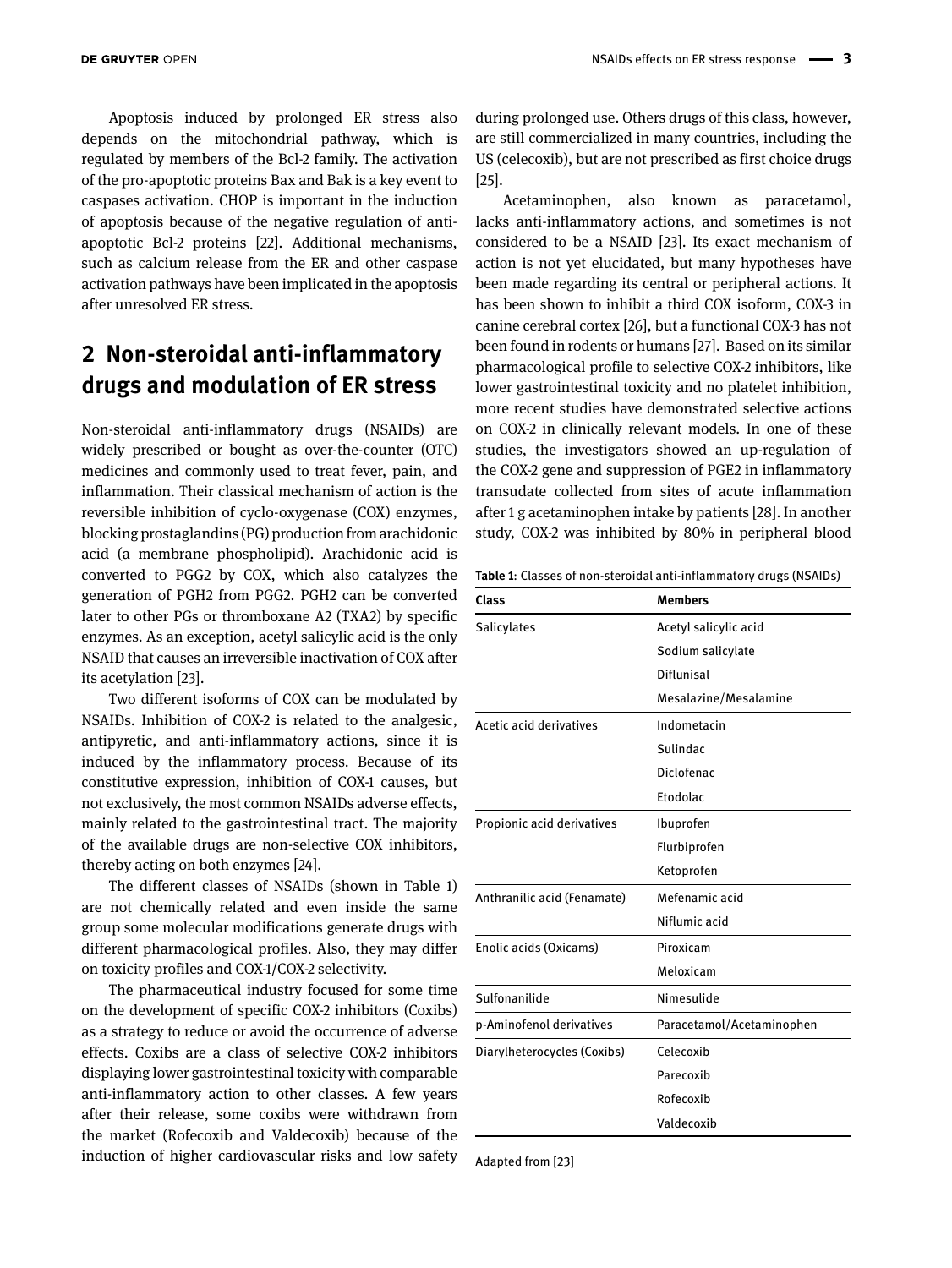Apoptosis induced by prolonged ER stress also depends on the mitochondrial pathway, which is regulated by members of the Bcl-2 family. The activation of the pro-apoptotic proteins Bax and Bak is a key event to caspases activation. CHOP is important in the induction of apoptosis because of the negative regulation of anti-apoptotic Bcl-2 proteins [22]. Additional mechanisms, such as calcium release from the ER and other caspase activation pathways have been implicated in the apoptosis after unresolved ER stress.

## 2 Non-steroidal anti-inflammatory drugs and modulation of ER stress

Non-steroidal anti-inflammatory drugs (NSAIDs) are widely prescribed or bought as over-the-counter (OTC) medicines and commonly used to treat fever, pain, and inflammation. Their classical mechanism of action is the reversible inhibition of cyclo-oxygenase (COX) enzymes, blocking prostaglandins (PG) production from arachidonic acid (a membrane phospholipid). Arachidonic acid is converted to PGG2 by COX, which also catalyzes the generation of PGH2 from PGG2. PGH2 can be converted later to other PGs or thromboxane A2 (TXA2) by specific enzymes. As an exception, acetyl salicylic acid is the only NSAID that causes an irreversible inactivation of COX after its acetylation [23].

Two different isoforms of COX can be modulated by NSAIDs. Inhibition of COX-2 is related to the analgesic, antipyretic, and anti-inflammatory actions, since it is induced by the inflammatory process. Because of its constitutive expression, inhibition of COX-1 causes, but not exclusively, the most common NSAIDs adverse effects, mainly related to the gastrointestinal tract. The majority of the available drugs are non-selective COX inhibitors, thereby acting on both enzymes [24].

The different classes of NSAIDs (shown in Table 1) are not chemically related and even inside the same group some molecular modifications generate drugs with different pharmacological profiles. Also, they may differ on toxicity profiles and COX-1/COX-2 selectivity.

The pharmaceutical industry focused for some time on the development of specific COX-2 inhibitors (Coxibs) as a strategy to reduce or avoid the occurrence of adverse effects. Coxibs are a class of selective COX-2 inhibitors displaying lower gastrointestinal toxicity with comparable anti-inflammatory action to other classes. A few years after their release, some coxibs were withdrawn from the market (Rofecoxib and Valdecoxib) because of the induction of higher cardiovascular risks and low safety during prolonged use. Others drugs of this class, however, are still commercialized in many countries, including the US (celecoxib), but are not prescribed as first choice drugs [25].

Acetaminophen, also known as paracetamol, lacks anti-inflammatory actions, and sometimes is not considered to be a NSAID [23]. Its exact mechanism of action is not yet elucidated, but many hypotheses have been made regarding its central or peripheral actions. It has been shown to inhibit a third COX isoform, COX-3 in canine cerebral cortex [26], but a functional COX-3 has not been found in rodents or humans [27]. Based on its similar pharmacological profile to selective COX-2 inhibitors, like lower gastrointestinal toxicity and no platelet inhibition, more recent studies have demonstrated selective actions on COX-2 in clinically relevant models. In one of these studies, the investigators showed an up-regulation of the COX-2 gene and suppression of PGE2 in inflammatory transudate collected from sites of acute inflammation after 1 g acetaminophen intake by patients [28]. In another study, COX-2 was inhibited by 80% in peripheral blood

**Table 1**: Classes of non-steroidal anti-inflammatory drugs (NSAIDs)

| Class | Members |
|---|---|
| Salicylates | Acetyl salicylic acid |
| | Sodium salicylate |
| | Diflunisal |
| | Mesalazine/Mesalamine |
| Acetic acid derivatives | Indometacin |
| | Sulindac |
| | Diclofenac |
| | Etodolac |
| Propionic acid derivatives | Ibuprofen |
| | Flurbiprofen |
| | Ketoprofen |
| Anthranilic acid (Fenamate) | Mefenamic acid |
| | Niflumic acid |
| Enolic acids (Oxicams) | Piroxicam |
| | Meloxicam |
| Sulfonanilide | Nimesulide |
| p-Aminofenol derivatives | Paracetamol/Acetaminophen |
| Diarylheterocycles (Coxibs) | Celecoxib |
| | Parecoxib |
| | Rofecoxib |
| | Valdecoxib |

Adapted from [23]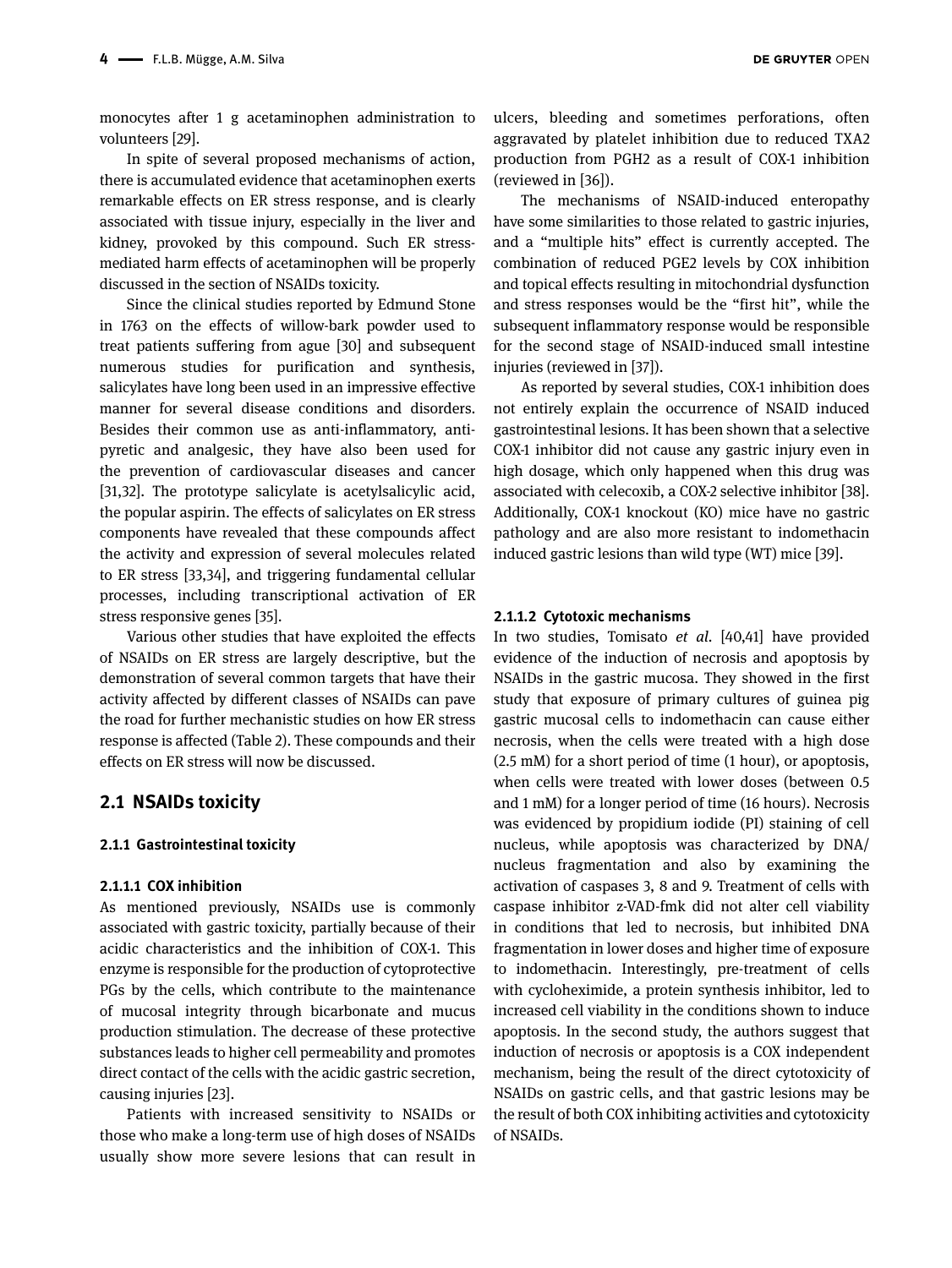monocytes after 1 g acetaminophen administration to volunteers [29].

In spite of several proposed mechanisms of action, there is accumulated evidence that acetaminophen exerts remarkable effects on ER stress response, and is clearly associated with tissue injury, especially in the liver and kidney, provoked by this compound. Such ER stress-mediated harm effects of acetaminophen will be properly discussed in the section of NSAIDs toxicity.

Since the clinical studies reported by Edmund Stone in 1763 on the effects of willow-bark powder used to treat patients suffering from ague [30] and subsequent numerous studies for purification and synthesis, salicylates have long been used in an impressive effective manner for several disease conditions and disorders. Besides their common use as anti-inflammatory, anti-pyretic and analgesic, they have also been used for the prevention of cardiovascular diseases and cancer [31,32]. The prototype salicylate is acetylsalicylic acid, the popular aspirin. The effects of salicylates on ER stress components have revealed that these compounds affect the activity and expression of several molecules related to ER stress [33,34], and triggering fundamental cellular processes, including transcriptional activation of ER stress responsive genes [35].

Various other studies that have exploited the effects of NSAIDs on ER stress are largely descriptive, but the demonstration of several common targets that have their activity affected by different classes of NSAIDs can pave the road for further mechanistic studies on how ER stress response is affected (Table 2). These compounds and their effects on ER stress will now be discussed.

## 2.1 NSAIDs toxicity

### 2.1.1 Gastrointestinal toxicity

#### 2.1.1.1 COX inhibition

As mentioned previously, NSAIDs use is commonly associated with gastric toxicity, partially because of their acidic characteristics and the inhibition of COX-1. This enzyme is responsible for the production of cytoprotective PGs by the cells, which contribute to the maintenance of mucosal integrity through bicarbonate and mucus production stimulation. The decrease of these protective substances leads to higher cell permeability and promotes direct contact of the cells with the acidic gastric secretion, causing injuries [23].

Patients with increased sensitivity to NSAIDs or those who make a long-term use of high doses of NSAIDs usually show more severe lesions that can result in ulcers, bleeding and sometimes perforations, often aggravated by platelet inhibition due to reduced TXA2 production from PGH2 as a result of COX-1 inhibition (reviewed in [36]).

The mechanisms of NSAID-induced enteropathy have some similarities to those related to gastric injuries, and a "multiple hits" effect is currently accepted. The combination of reduced PGE2 levels by COX inhibition and topical effects resulting in mitochondrial dysfunction and stress responses would be the "first hit", while the subsequent inflammatory response would be responsible for the second stage of NSAID-induced small intestine injuries (reviewed in [37]).

As reported by several studies, COX-1 inhibition does not entirely explain the occurrence of NSAID induced gastrointestinal lesions. It has been shown that a selective COX-1 inhibitor did not cause any gastric injury even in high dosage, which only happened when this drug was associated with celecoxib, a COX-2 selective inhibitor [38]. Additionally, COX-1 knockout (KO) mice have no gastric pathology and are also more resistant to indomethacin induced gastric lesions than wild type (WT) mice [39].

#### 2.1.1.2 Cytotoxic mechanisms

In two studies, Tomisato *et al.* [40,41] have provided evidence of the induction of necrosis and apoptosis by NSAIDs in the gastric mucosa. They showed in the first study that exposure of primary cultures of guinea pig gastric mucosal cells to indomethacin can cause either necrosis, when the cells were treated with a high dose (2.5 mM) for a short period of time (1 hour), or apoptosis, when cells were treated with lower doses (between 0.5 and 1 mM) for a longer period of time (16 hours). Necrosis was evidenced by propidium iodide (PI) staining of cell nucleus, while apoptosis was characterized by DNA/nucleus fragmentation and also by examining the activation of caspases 3, 8 and 9. Treatment of cells with caspase inhibitor z-VAD-fmk did not alter cell viability in conditions that led to necrosis, but inhibited DNA fragmentation in lower doses and higher time of exposure to indomethacin. Interestingly, pre-treatment of cells with cycloheximide, a protein synthesis inhibitor, led to increased cell viability in the conditions shown to induce apoptosis. In the second study, the authors suggest that induction of necrosis or apoptosis is a COX independent mechanism, being the result of the direct cytotoxicity of NSAIDs on gastric cells, and that gastric lesions may be the result of both COX inhibiting activities and cytotoxicity of NSAIDs.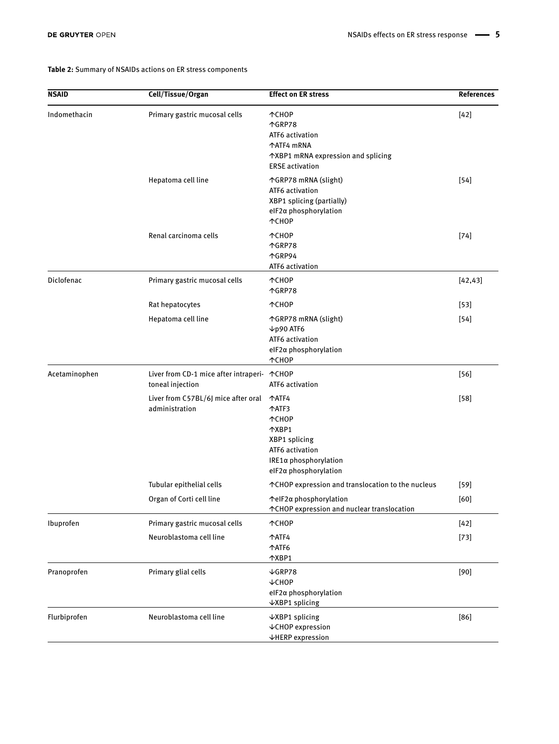**Table 2:** Summary of NSAIDs actions on ER stress components

| NSAID | Cell/Tissue/Organ | Effect on ER stress | References |
|---|---|---|---|
| Indomethacin | Primary gastric mucosal cells | ↑CHOP<br>↑GRP78<br>ATF6 activation<br>↑ATF4 mRNA<br>↑XBP1 mRNA expression and splicing<br>ERSE activation | [42] |
| | Hepatoma cell line | ↑GRP78 mRNA (slight)<br>ATF6 activation<br>XBP1 splicing (partially)<br>eIF2α phosphorylation<br>↑CHOP | [54] |
| | Renal carcinoma cells | ↑CHOP<br>↑GRP78<br>↑GRP94<br>ATF6 activation | [74] |
| Diclofenac | Primary gastric mucosal cells | ↑CHOP<br>↑GRP78 | [42,43] |
| | Rat hepatocytes | ↑CHOP | [53] |
| | Hepatoma cell line | ↑GRP78 mRNA (slight)<br>↓p90 ATF6<br>ATF6 activation<br>eIF2α phosphorylation<br>↑CHOP | [54] |
| Acetaminophen | Liver from CD-1 mice after intraperitoneal injection | ↑CHOP<br>ATF6 activation | [56] |
| | Liver from C57BL/6J mice after oral administration | ↑ATF4<br>↑ATF3<br>↑CHOP<br>↑XBP1<br>XBP1 splicing<br>ATF6 activation<br>IRE1α phosphorylation<br>eIF2α phosphorylation | [58] |
| | Tubular epithelial cells | ↑CHOP expression and translocation to the nucleus | [59] |
| | Organ of Corti cell line | ↑eIF2α phosphorylation<br>↑CHOP expression and nuclear translocation | [60] |
| Ibuprofen | Primary gastric mucosal cells | ↑CHOP | [42] |
| | Neuroblastoma cell line | ↑ATF4<br>↑ATF6<br>↑XBP1 | [73] |
| Pranoprofen | Primary glial cells | ↓GRP78<br>↓CHOP<br>eIF2α phosphorylation<br>↓XBP1 splicing | [90] |
| Flurbiprofen | Neuroblastoma cell line | ↓XBP1 splicing<br>↓CHOP expression<br>↓HERP expression | [86] |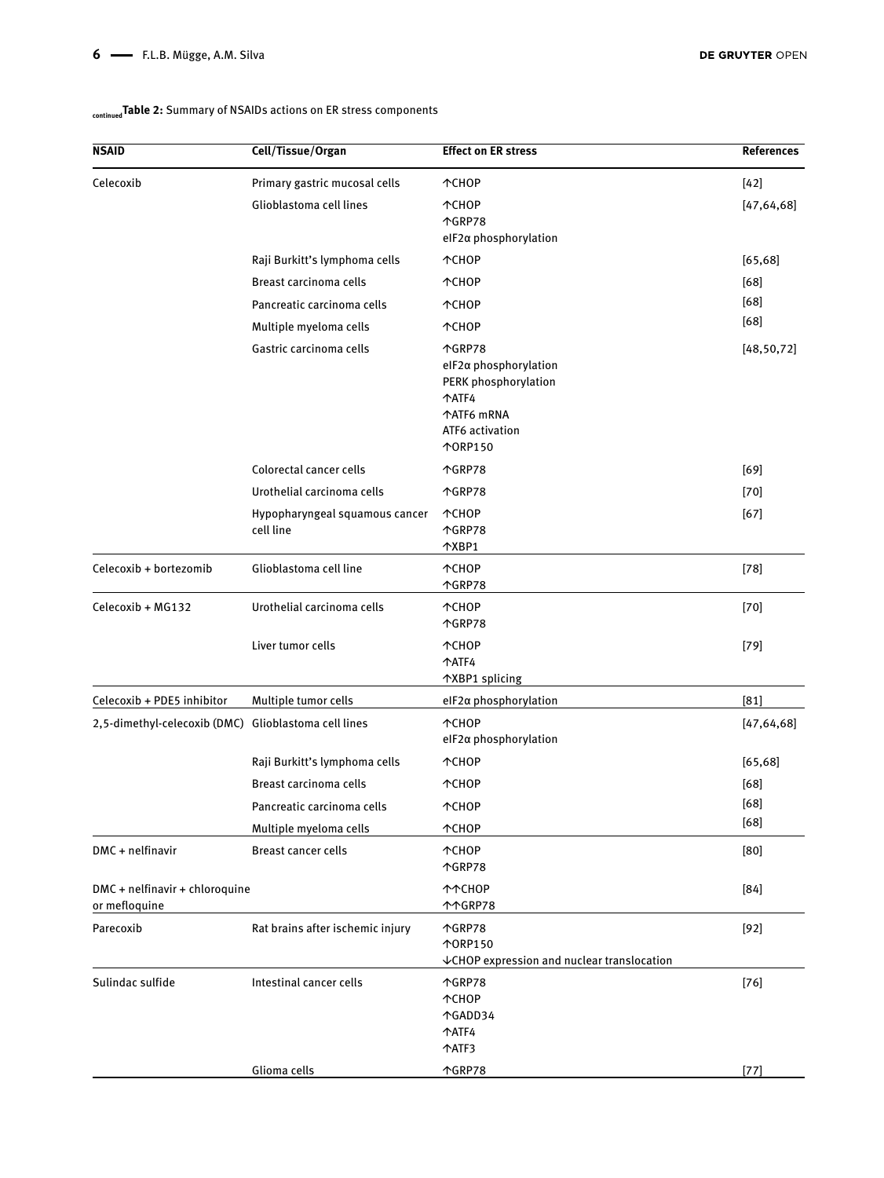continued **Table 2:** Summary of NSAIDs actions on ER stress components

| NSAID | Cell/Tissue/Organ | Effect on ER stress | References |
|---|---|---|---|
| Celecoxib | Primary gastric mucosal cells | ↑CHOP | [42] |
| | Glioblastoma cell lines | ↑CHOP<br>↑GRP78<br>eIF2α phosphorylation | [47,64,68] |
| | Raji Burkitt's lymphoma cells | ↑CHOP | [65,68] |
| | Breast carcinoma cells | ↑CHOP | [68] |
| | Pancreatic carcinoma cells | ↑CHOP | [68] |
| | Multiple myeloma cells | ↑CHOP | [68] |
| | Gastric carcinoma cells | ↑GRP78<br>eIF2α phosphorylation<br>PERK phosphorylation<br>↑ATF4<br>↑ATF6 mRNA<br>ATF6 activation<br>↑ORP150 | [48,50,72] |
| | Colorectal cancer cells | ↑GRP78 | [69] |
| | Urothelial carcinoma cells | ↑GRP78 | [70] |
| | Hypopharyngeal squamous cancer cell line | ↑CHOP<br>↑GRP78<br>↑XBP1 | [67] |
| Celecoxib + bortezomib | Glioblastoma cell line | ↑CHOP<br>↑GRP78 | [78] |
| Celecoxib + MG132 | Urothelial carcinoma cells | ↑CHOP<br>↑GRP78 | [70] |
| | Liver tumor cells | ↑CHOP<br>↑ATF4<br>↑XBP1 splicing | [79] |
| Celecoxib + PDE5 inhibitor | Multiple tumor cells | eIF2α phosphorylation | [81] |
| 2,5-dimethyl-celecoxib (DMC) | Glioblastoma cell lines | ↑CHOP<br>eIF2α phosphorylation | [47,64,68] |
| | Raji Burkitt's lymphoma cells | ↑CHOP | [65,68] |
| | Breast carcinoma cells | ↑CHOP | [68] |
| | Pancreatic carcinoma cells | ↑CHOP | [68] |
| | Multiple myeloma cells | ↑CHOP | [68] |
| DMC + nelfinavir | Breast cancer cells | ↑CHOP<br>↑GRP78 | [80] |
| DMC + nelfinavir + chloroquine or mefloquine | | ↑↑CHOP<br>↑↑GRP78 | [84] |
| Parecoxib | Rat brains after ischemic injury | ↑GRP78<br>↑ORP150<br>↓CHOP expression and nuclear translocation | [92] |
| Sulindac sulfide | Intestinal cancer cells | ↑GRP78<br>↑CHOP<br>↑GADD34<br>↑ATF4<br>↑ATF3 | [76] |
| | Glioma cells | ↑GRP78 | [77] |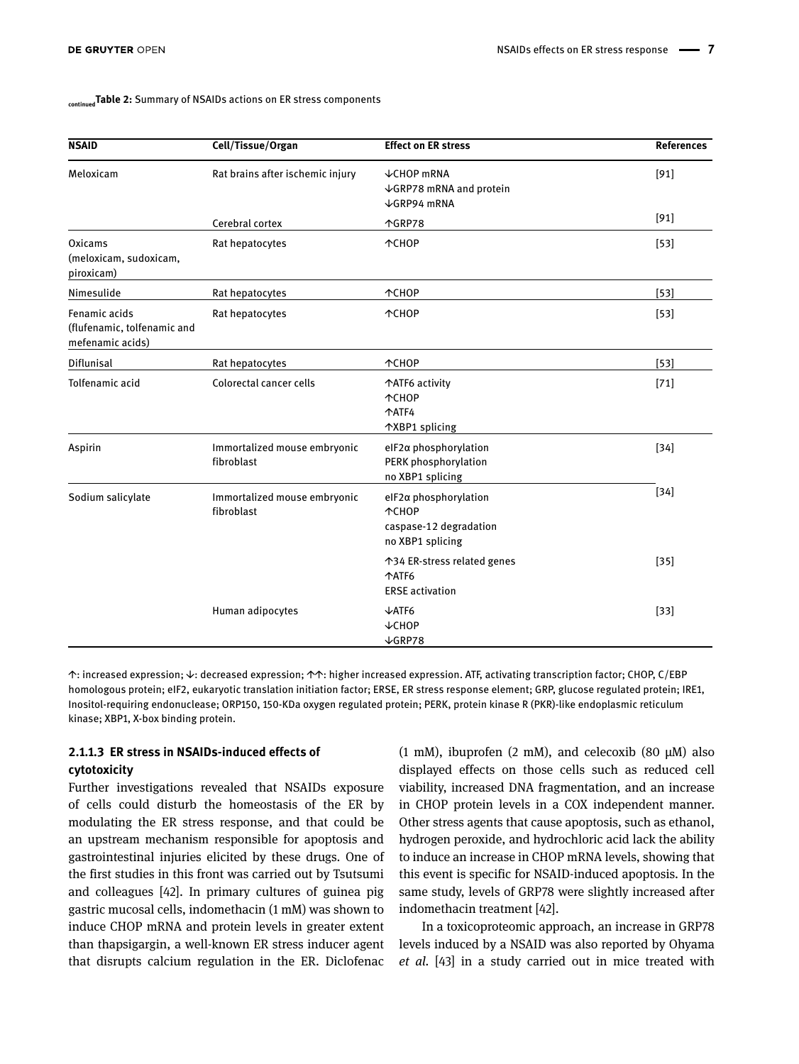continued **Table 2:** Summary of NSAIDs actions on ER stress components

| NSAID | Cell/Tissue/Organ | Effect on ER stress | References |
|---|---|---|---|
| Meloxicam | Rat brains after ischemic injury | ↓CHOP mRNA<br>↓GRP78 mRNA and protein<br>↓GRP94 mRNA | [91] |
| | Cerebral cortex | ↑GRP78 | [91] |
| Oxicams (meloxicam, sudoxicam, piroxicam) | Rat hepatocytes | ↑CHOP | [53] |
| Nimesulide | Rat hepatocytes | ↑CHOP | [53] |
| Fenamic acids (flufenamic, tolfenamic and mefenamic acids) | Rat hepatocytes | ↑CHOP | [53] |
| Diflunisal | Rat hepatocytes | ↑CHOP | [53] |
| Tolfenamic acid | Colorectal cancer cells | ↑ATF6 activity<br>↑CHOP<br>↑ATF4<br>↑XBP1 splicing | [71] |
| Aspirin | Immortalized mouse embryonic fibroblast | eIF2α phosphorylation<br>PERK phosphorylation<br>no XBP1 splicing | [34] |
| Sodium salicylate | Immortalized mouse embryonic fibroblast | eIF2α phosphorylation<br>↑CHOP<br>caspase-12 degradation<br>no XBP1 splicing | [34] |
| | | ↑34 ER-stress related genes<br>↑ATF6<br>ERSE activation | [35] |
| | Human adipocytes | ↓ATF6<br>↓CHOP<br>↓GRP78 | [33] |

↑: increased expression; ↓: decreased expression; ↑↑: higher increased expression. ATF, activating transcription factor; CHOP, C/EBP homologous protein; eIF2, eukaryotic translation initiation factor; ERSE, ER stress response element; GRP, glucose regulated protein; IRE1, Inositol-requiring endonuclease; ORP150, 150-KDa oxygen regulated protein; PERK, protein kinase R (PKR)-like endoplasmic reticulum kinase; XBP1, X-box binding protein.

#### 2.1.1.3 ER stress in NSAIDs-induced effects of cytotoxicity

Further investigations revealed that NSAIDs exposure of cells could disturb the homeostasis of the ER by modulating the ER stress response, and that could be an upstream mechanism responsible for apoptosis and gastrointestinal injuries elicited by these drugs. One of the first studies in this front was carried out by Tsutsumi and colleagues [42]. In primary cultures of guinea pig gastric mucosal cells, indomethacin (1 mM) was shown to induce CHOP mRNA and protein levels in greater extent than thapsigargin, a well-known ER stress inducer agent that disrupts calcium regulation in the ER. Diclofenac (1 mM), ibuprofen (2 mM), and celecoxib (80 μM) also displayed effects on those cells such as reduced cell viability, increased DNA fragmentation, and an increase in CHOP protein levels in a COX independent manner. Other stress agents that cause apoptosis, such as ethanol, hydrogen peroxide, and hydrochloric acid lack the ability to induce an increase in CHOP mRNA levels, showing that this event is specific for NSAID-induced apoptosis. In the same study, levels of GRP78 were slightly increased after indomethacin treatment [42].

In a toxicoproteomic approach, an increase in GRP78 levels induced by a NSAID was also reported by Ohyama *et al.* [43] in a study carried out in mice treated with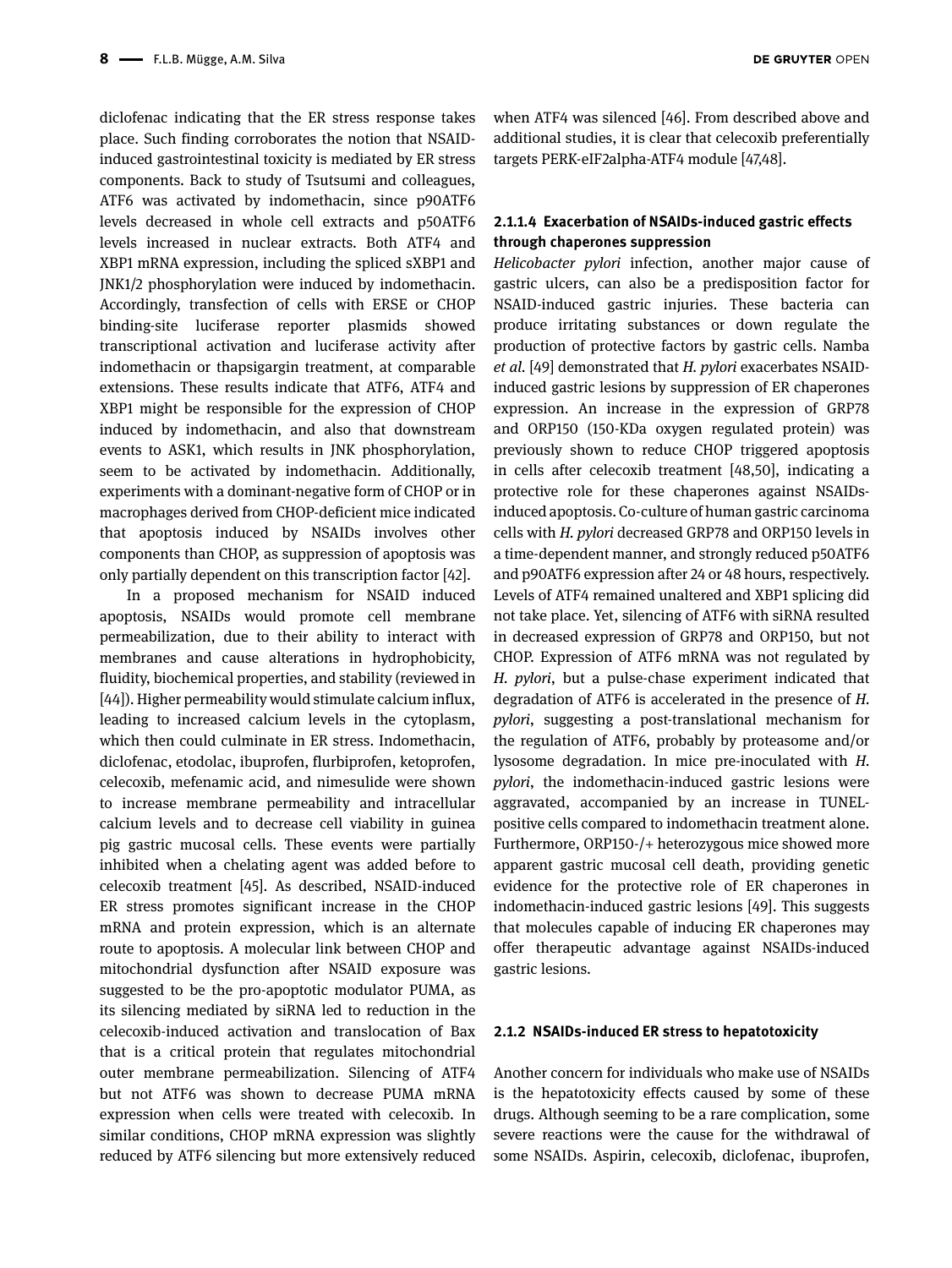diclofenac indicating that the ER stress response takes place. Such finding corroborates the notion that NSAID-induced gastrointestinal toxicity is mediated by ER stress components. Back to study of Tsutsumi and colleagues, ATF6 was activated by indomethacin, since p90ATF6 levels decreased in whole cell extracts and p50ATF6 levels increased in nuclear extracts. Both ATF4 and XBP1 mRNA expression, including the spliced sXBP1 and JNK1/2 phosphorylation were induced by indomethacin. Accordingly, transfection of cells with ERSE or CHOP binding-site luciferase reporter plasmids showed transcriptional activation and luciferase activity after indomethacin or thapsigargin treatment, at comparable extensions. These results indicate that ATF6, ATF4 and XBP1 might be responsible for the expression of CHOP induced by indomethacin, and also that downstream events to ASK1, which results in JNK phosphorylation, seem to be activated by indomethacin. Additionally, experiments with a dominant-negative form of CHOP or in macrophages derived from CHOP-deficient mice indicated that apoptosis induced by NSAIDs involves other components than CHOP, as suppression of apoptosis was only partially dependent on this transcription factor [42].

In a proposed mechanism for NSAID induced apoptosis, NSAIDs would promote cell membrane permeabilization, due to their ability to interact with membranes and cause alterations in hydrophobicity, fluidity, biochemical properties, and stability (reviewed in [44]). Higher permeability would stimulate calcium influx, leading to increased calcium levels in the cytoplasm, which then could culminate in ER stress. Indomethacin, diclofenac, etodolac, ibuprofen, flurbiprofen, ketoprofen, celecoxib, mefenamic acid, and nimesulide were shown to increase membrane permeability and intracellular calcium levels and to decrease cell viability in guinea pig gastric mucosal cells. These events were partially inhibited when a chelating agent was added before to celecoxib treatment [45]. As described, NSAID-induced ER stress promotes significant increase in the CHOP mRNA and protein expression, which is an alternate route to apoptosis. A molecular link between CHOP and mitochondrial dysfunction after NSAID exposure was suggested to be the pro-apoptotic modulator PUMA, as its silencing mediated by siRNA led to reduction in the celecoxib-induced activation and translocation of Bax that is a critical protein that regulates mitochondrial outer membrane permeabilization. Silencing of ATF4 but not ATF6 was shown to decrease PUMA mRNA expression when cells were treated with celecoxib. In similar conditions, CHOP mRNA expression was slightly reduced by ATF6 silencing but more extensively reduced when ATF4 was silenced [46]. From described above and additional studies, it is clear that celecoxib preferentially targets PERK-eIF2alpha-ATF4 module [47,48].

#### 2.1.1.4 Exacerbation of NSAIDs-induced gastric effects through chaperones suppression

*Helicobacter pylori* infection, another major cause of gastric ulcers, can also be a predisposition factor for NSAID-induced gastric injuries. These bacteria can produce irritating substances or down regulate the production of protective factors by gastric cells. Namba *et al.* [49] demonstrated that *H. pylori* exacerbates NSAID-induced gastric lesions by suppression of ER chaperones expression. An increase in the expression of GRP78 and ORP150 (150-KDa oxygen regulated protein) was previously shown to reduce CHOP triggered apoptosis in cells after celecoxib treatment [48,50], indicating a protective role for these chaperones against NSAIDs-induced apoptosis. Co-culture of human gastric carcinoma cells with *H. pylori* decreased GRP78 and ORP150 levels in a time-dependent manner, and strongly reduced p50ATF6 and p90ATF6 expression after 24 or 48 hours, respectively. Levels of ATF4 remained unaltered and XBP1 splicing did not take place. Yet, silencing of ATF6 with siRNA resulted in decreased expression of GRP78 and ORP150, but not CHOP. Expression of ATF6 mRNA was not regulated by *H. pylori*, but a pulse-chase experiment indicated that degradation of ATF6 is accelerated in the presence of *H. pylori*, suggesting a post-translational mechanism for the regulation of ATF6, probably by proteasome and/or lysosome degradation. In mice pre-inoculated with *H. pylori*, the indomethacin-induced gastric lesions were aggravated, accompanied by an increase in TUNEL-positive cells compared to indomethacin treatment alone. Furthermore, ORP150-/+ heterozygous mice showed more apparent gastric mucosal cell death, providing genetic evidence for the protective role of ER chaperones in indomethacin-induced gastric lesions [49]. This suggests that molecules capable of inducing ER chaperones may offer therapeutic advantage against NSAIDs-induced gastric lesions.

### 2.1.2 NSAIDs-induced ER stress to hepatotoxicity

Another concern for individuals who make use of NSAIDs is the hepatotoxicity effects caused by some of these drugs. Although seeming to be a rare complication, some severe reactions were the cause for the withdrawal of some NSAIDs. Aspirin, celecoxib, diclofenac, ibuprofen,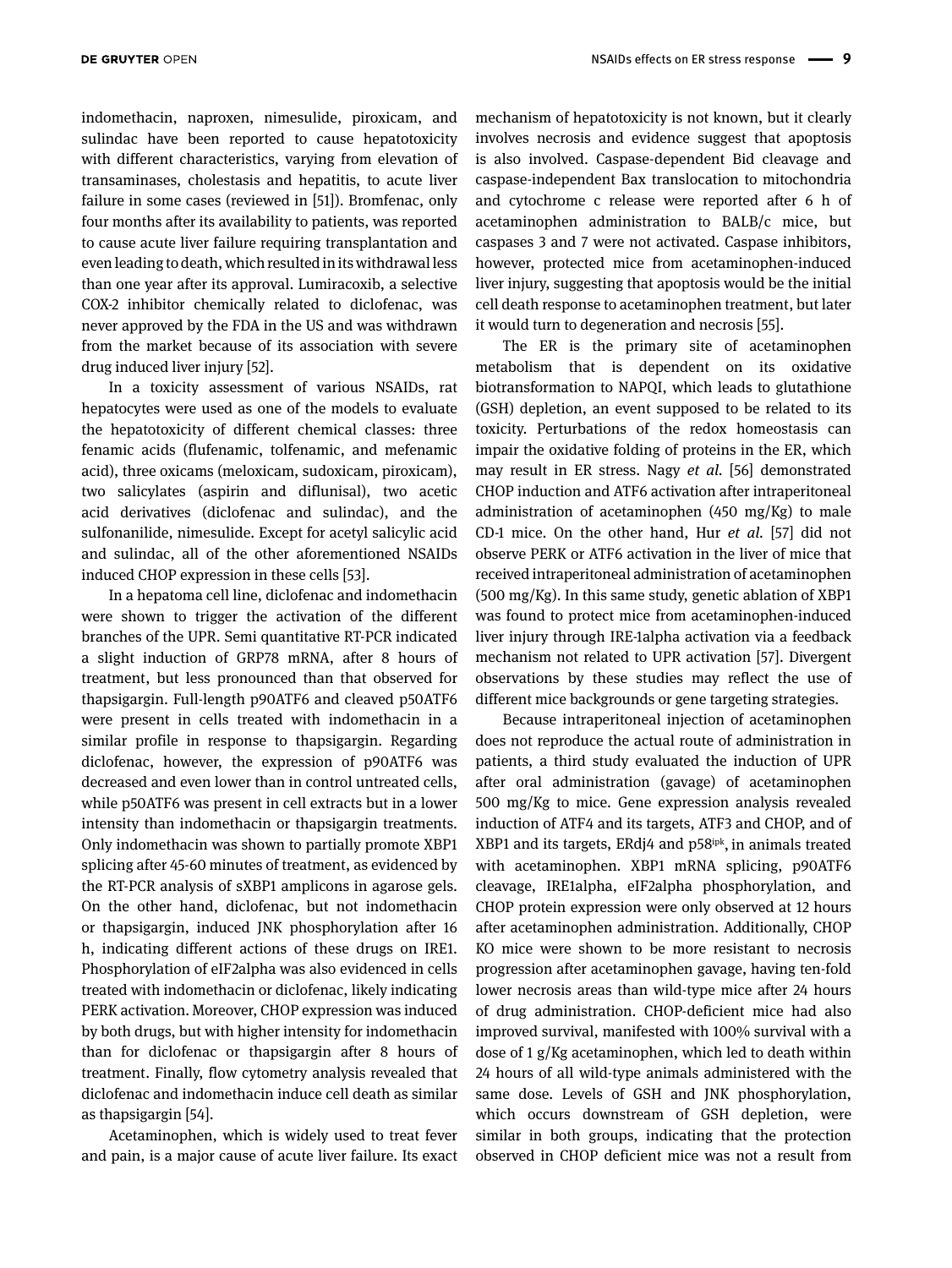indomethacin, naproxen, nimesulide, piroxicam, and sulindac have been reported to cause hepatotoxicity with different characteristics, varying from elevation of transaminases, cholestasis and hepatitis, to acute liver failure in some cases (reviewed in [51]). Bromfenac, only four months after its availability to patients, was reported to cause acute liver failure requiring transplantation and even leading to death, which resulted in its withdrawal less than one year after its approval. Lumiracoxib, a selective COX-2 inhibitor chemically related to diclofenac, was never approved by the FDA in the US and was withdrawn from the market because of its association with severe drug induced liver injury [52].

In a toxicity assessment of various NSAIDs, rat hepatocytes were used as one of the models to evaluate the hepatotoxicity of different chemical classes: three fenamic acids (flufenamic, tolfenamic, and mefenamic acid), three oxicams (meloxicam, sudoxicam, piroxicam), two salicylates (aspirin and diflunisal), two acetic acid derivatives (diclofenac and sulindac), and the sulfonanilide, nimesulide. Except for acetyl salicylic acid and sulindac, all of the other aforementioned NSAIDs induced CHOP expression in these cells [53].

In a hepatoma cell line, diclofenac and indomethacin were shown to trigger the activation of the different branches of the UPR. Semi quantitative RT-PCR indicated a slight induction of GRP78 mRNA, after 8 hours of treatment, but less pronounced than that observed for thapsigargin. Full-length p90ATF6 and cleaved p50ATF6 were present in cells treated with indomethacin in a similar profile in response to thapsigargin. Regarding diclofenac, however, the expression of p90ATF6 was decreased and even lower than in control untreated cells, while p50ATF6 was present in cell extracts but in a lower intensity than indomethacin or thapsigargin treatments. Only indomethacin was shown to partially promote XBP1 splicing after 45-60 minutes of treatment, as evidenced by the RT-PCR analysis of sXBP1 amplicons in agarose gels. On the other hand, diclofenac, but not indomethacin or thapsigargin, induced JNK phosphorylation after 16 h, indicating different actions of these drugs on IRE1. Phosphorylation of eIF2alpha was also evidenced in cells treated with indomethacin or diclofenac, likely indicating PERK activation. Moreover, CHOP expression was induced by both drugs, but with higher intensity for indomethacin than for diclofenac or thapsigargin after 8 hours of treatment. Finally, flow cytometry analysis revealed that diclofenac and indomethacin induce cell death as similar as thapsigargin [54].

Acetaminophen, which is widely used to treat fever and pain, is a major cause of acute liver failure. Its exact mechanism of hepatotoxicity is not known, but it clearly involves necrosis and evidence suggest that apoptosis is also involved. Caspase-dependent Bid cleavage and caspase-independent Bax translocation to mitochondria and cytochrome c release were reported after 6 h of acetaminophen administration to BALB/c mice, but caspases 3 and 7 were not activated. Caspase inhibitors, however, protected mice from acetaminophen-induced liver injury, suggesting that apoptosis would be the initial cell death response to acetaminophen treatment, but later it would turn to degeneration and necrosis [55].

The ER is the primary site of acetaminophen metabolism that is dependent on its oxidative biotransformation to NAPQI, which leads to glutathione (GSH) depletion, an event supposed to be related to its toxicity. Perturbations of the redox homeostasis can impair the oxidative folding of proteins in the ER, which may result in ER stress. Nagy *et al.* [56] demonstrated CHOP induction and ATF6 activation after intraperitoneal administration of acetaminophen (450 mg/Kg) to male CD-1 mice. On the other hand, Hur *et al.* [57] did not observe PERK or ATF6 activation in the liver of mice that received intraperitoneal administration of acetaminophen (500 mg/Kg). In this same study, genetic ablation of XBP1 was found to protect mice from acetaminophen-induced liver injury through IRE-1alpha activation via a feedback mechanism not related to UPR activation [57]. Divergent observations by these studies may reflect the use of different mice backgrounds or gene targeting strategies.

Because intraperitoneal injection of acetaminophen does not reproduce the actual route of administration in patients, a third study evaluated the induction of UPR after oral administration (gavage) of acetaminophen 500 mg/Kg to mice. Gene expression analysis revealed induction of ATF4 and its targets, ATF3 and CHOP, and of XBP1 and its targets, ERdj4 and $p58^{ipk}$, in animals treated with acetaminophen. XBP1 mRNA splicing, p90ATF6 cleavage, IRE1alpha, eIF2alpha phosphorylation, and CHOP protein expression were only observed at 12 hours after acetaminophen administration. Additionally, CHOP KO mice were shown to be more resistant to necrosis progression after acetaminophen gavage, having ten-fold lower necrosis areas than wild-type mice after 24 hours of drug administration. CHOP-deficient mice had also improved survival, manifested with 100% survival with a dose of 1 g/Kg acetaminophen, which led to death within 24 hours of all wild-type animals administered with the same dose. Levels of GSH and JNK phosphorylation, which occurs downstream of GSH depletion, were similar in both groups, indicating that the protection observed in CHOP deficient mice was not a result from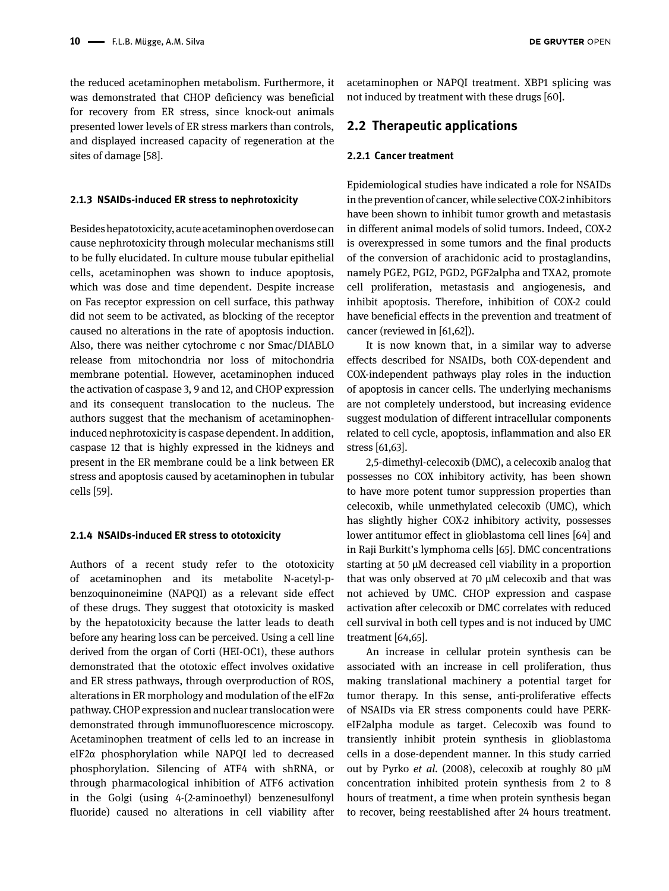the reduced acetaminophen metabolism. Furthermore, it was demonstrated that CHOP deficiency was beneficial for recovery from ER stress, since knock-out animals presented lower levels of ER stress markers than controls, and displayed increased capacity of regeneration at the sites of damage [58].

#### 2.1.3 NSAIDs-induced ER stress to nephrotoxicity

Besides hepatotoxicity, acute acetaminophen overdose can cause nephrotoxicity through molecular mechanisms still to be fully elucidated. In culture mouse tubular epithelial cells, acetaminophen was shown to induce apoptosis, which was dose and time dependent. Despite increase on Fas receptor expression on cell surface, this pathway did not seem to be activated, as blocking of the receptor caused no alterations in the rate of apoptosis induction. Also, there was neither cytochrome c nor Smac/DIABLO release from mitochondria nor loss of mitochondria membrane potential. However, acetaminophen induced the activation of caspase 3, 9 and 12, and CHOP expression and its consequent translocation to the nucleus. The authors suggest that the mechanism of acetaminophen-induced nephrotoxicity is caspase dependent. In addition, caspase 12 that is highly expressed in the kidneys and present in the ER membrane could be a link between ER stress and apoptosis caused by acetaminophen in tubular cells [59].

#### 2.1.4 NSAIDs-induced ER stress to ototoxicity

Authors of a recent study refer to the ototoxicity of acetaminophen and its metabolite N-acetyl-p-benzoquinoneimine (NAPQI) as a relevant side effect of these drugs. They suggest that ototoxicity is masked by the hepatotoxicity because the latter leads to death before any hearing loss can be perceived. Using a cell line derived from the organ of Corti (HEI-OC1), these authors demonstrated that the ototoxic effect involves oxidative and ER stress pathways, through overproduction of ROS, alterations in ER morphology and modulation of the eIF2α pathway. CHOP expression and nuclear translocation were demonstrated through immunofluorescence microscopy. Acetaminophen treatment of cells led to an increase in eIF2α phosphorylation while NAPQI led to decreased phosphorylation. Silencing of ATF4 with shRNA, or through pharmacological inhibition of ATF6 activation in the Golgi (using 4-(2-aminoethyl) benzenesulfonyl fluoride) caused no alterations in cell viability after acetaminophen or NAPQI treatment. XBP1 splicing was not induced by treatment with these drugs [60].

### 2.2 Therapeutic applications

#### 2.2.1 Cancer treatment

Epidemiological studies have indicated a role for NSAIDs in the prevention of cancer, while selective COX-2 inhibitors have been shown to inhibit tumor growth and metastasis in different animal models of solid tumors. Indeed, COX-2 is overexpressed in some tumors and the final products of the conversion of arachidonic acid to prostaglandins, namely PGE2, PGI2, PGD2, PGF2alpha and TXA2, promote cell proliferation, metastasis and angiogenesis, and inhibit apoptosis. Therefore, inhibition of COX-2 could have beneficial effects in the prevention and treatment of cancer (reviewed in [61,62]).

It is now known that, in a similar way to adverse effects described for NSAIDs, both COX-dependent and COX-independent pathways play roles in the induction of apoptosis in cancer cells. The underlying mechanisms are not completely understood, but increasing evidence suggest modulation of different intracellular components related to cell cycle, apoptosis, inflammation and also ER stress [61,63].

2,5-dimethyl-celecoxib (DMC), a celecoxib analog that possesses no COX inhibitory activity, has been shown to have more potent tumor suppression properties than celecoxib, while unmethylated celecoxib (UMC), which has slightly higher COX-2 inhibitory activity, possesses lower antitumor effect in glioblastoma cell lines [64] and in Raji Burkitt's lymphoma cells [65]. DMC concentrations starting at 50 μM decreased cell viability in a proportion that was only observed at 70 μM celecoxib and that was not achieved by UMC. CHOP expression and caspase activation after celecoxib or DMC correlates with reduced cell survival in both cell types and is not induced by UMC treatment [64,65].

An increase in cellular protein synthesis can be associated with an increase in cell proliferation, thus making translational machinery a potential target for tumor therapy. In this sense, anti-proliferative effects of NSAIDs via ER stress components could have PERK-eIF2alpha module as target. Celecoxib was found to transiently inhibit protein synthesis in glioblastoma cells in a dose-dependent manner. In this study carried out by Pyrko *et al.* (2008), celecoxib at roughly 80 μM concentration inhibited protein synthesis from 2 to 8 hours of treatment, a time when protein synthesis began to recover, being reestablished after 24 hours treatment.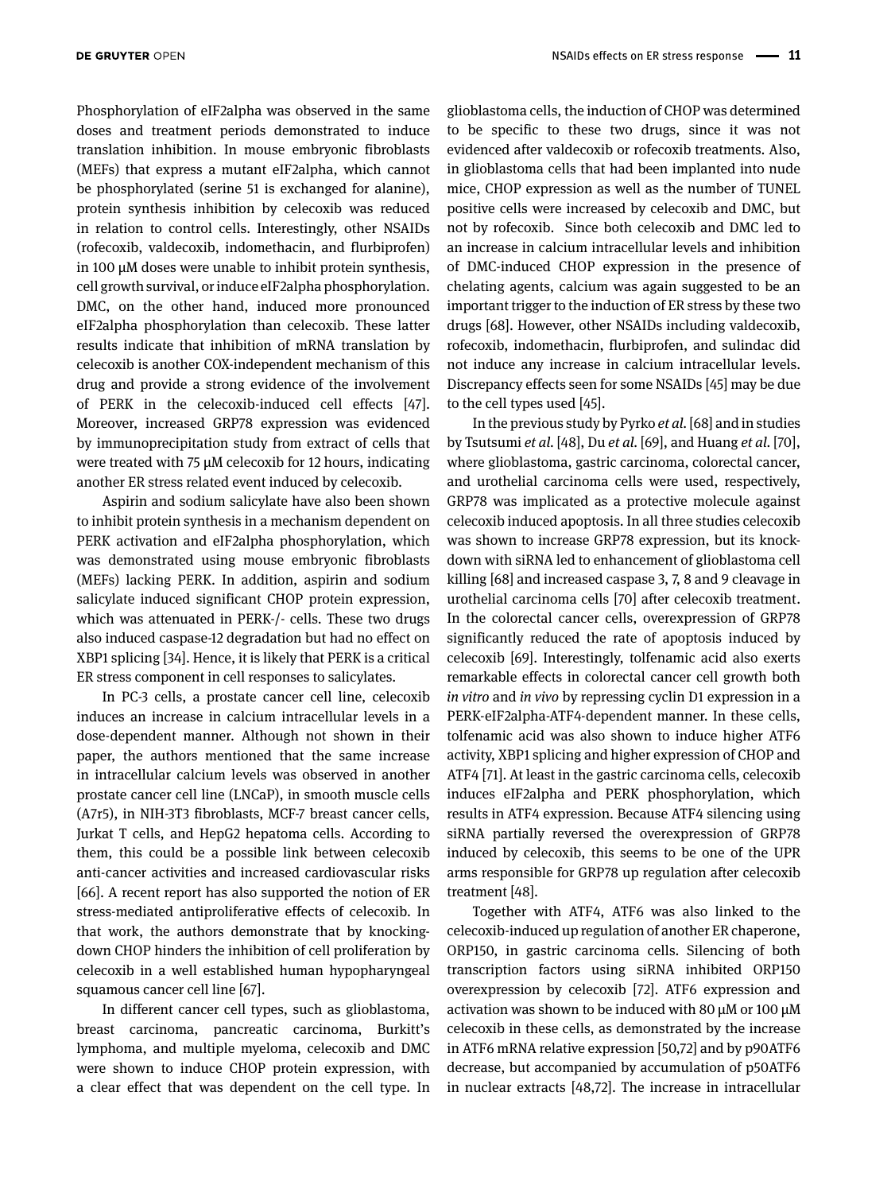Phosphorylation of eIF2alpha was observed in the same doses and treatment periods demonstrated to induce translation inhibition. In mouse embryonic fibroblasts (MEFs) that express a mutant eIF2alpha, which cannot be phosphorylated (serine 51 is exchanged for alanine), protein synthesis inhibition by celecoxib was reduced in relation to control cells. Interestingly, other NSAIDs (rofecoxib, valdecoxib, indomethacin, and flurbiprofen) in 100 μM doses were unable to inhibit protein synthesis, cell growth survival, or induce eIF2alpha phosphorylation. DMC, on the other hand, induced more pronounced eIF2alpha phosphorylation than celecoxib. These latter results indicate that inhibition of mRNA translation by celecoxib is another COX-independent mechanism of this drug and provide a strong evidence of the involvement of PERK in the celecoxib-induced cell effects [47]. Moreover, increased GRP78 expression was evidenced by immunoprecipitation study from extract of cells that were treated with 75 μM celecoxib for 12 hours, indicating another ER stress related event induced by celecoxib.

Aspirin and sodium salicylate have also been shown to inhibit protein synthesis in a mechanism dependent on PERK activation and eIF2alpha phosphorylation, which was demonstrated using mouse embryonic fibroblasts (MEFs) lacking PERK. In addition, aspirin and sodium salicylate induced significant CHOP protein expression, which was attenuated in PERK-/- cells. These two drugs also induced caspase-12 degradation but had no effect on XBP1 splicing [34]. Hence, it is likely that PERK is a critical ER stress component in cell responses to salicylates.

In PC-3 cells, a prostate cancer cell line, celecoxib induces an increase in calcium intracellular levels in a dose-dependent manner. Although not shown in their paper, the authors mentioned that the same increase in intracellular calcium levels was observed in another prostate cancer cell line (LNCaP), in smooth muscle cells (A7r5), in NIH-3T3 fibroblasts, MCF-7 breast cancer cells, Jurkat T cells, and HepG2 hepatoma cells. According to them, this could be a possible link between celecoxib anti-cancer activities and increased cardiovascular risks [66]. A recent report has also supported the notion of ER stress-mediated antiproliferative effects of celecoxib. In that work, the authors demonstrate that by knocking-down CHOP hinders the inhibition of cell proliferation by celecoxib in a well established human hypopharyngeal squamous cancer cell line [67].

In different cancer cell types, such as glioblastoma, breast carcinoma, pancreatic carcinoma, Burkitt's lymphoma, and multiple myeloma, celecoxib and DMC were shown to induce CHOP protein expression, with a clear effect that was dependent on the cell type. In glioblastoma cells, the induction of CHOP was determined to be specific to these two drugs, since it was not evidenced after valdecoxib or rofecoxib treatments. Also, in glioblastoma cells that had been implanted into nude mice, CHOP expression as well as the number of TUNEL positive cells were increased by celecoxib and DMC, but not by rofecoxib. Since both celecoxib and DMC led to an increase in calcium intracellular levels and inhibition of DMC-induced CHOP expression in the presence of chelating agents, calcium was again suggested to be an important trigger to the induction of ER stress by these two drugs [68]. However, other NSAIDs including valdecoxib, rofecoxib, indomethacin, flurbiprofen, and sulindac did not induce any increase in calcium intracellular levels. Discrepancy effects seen for some NSAIDs [45] may be due to the cell types used [45].

In the previous study by Pyrko *et al.* [68] and in studies by Tsutsumi *et al.* [48], Du *et al.* [69], and Huang *et al.* [70], where glioblastoma, gastric carcinoma, colorectal cancer, and urothelial carcinoma cells were used, respectively, GRP78 was implicated as a protective molecule against celecoxib induced apoptosis. In all three studies celecoxib was shown to increase GRP78 expression, but its knock-down with siRNA led to enhancement of glioblastoma cell killing [68] and increased caspase 3, 7, 8 and 9 cleavage in urothelial carcinoma cells [70] after celecoxib treatment. In the colorectal cancer cells, overexpression of GRP78 significantly reduced the rate of apoptosis induced by celecoxib [69]. Interestingly, tolfenamic acid also exerts remarkable effects in colorectal cancer cell growth both *in vitro* and *in vivo* by repressing cyclin D1 expression in a PERK-eIF2alpha-ATF4-dependent manner. In these cells, tolfenamic acid was also shown to induce higher ATF6 activity, XBP1 splicing and higher expression of CHOP and ATF4 [71]. At least in the gastric carcinoma cells, celecoxib induces eIF2alpha and PERK phosphorylation, which results in ATF4 expression. Because ATF4 silencing using siRNA partially reversed the overexpression of GRP78 induced by celecoxib, this seems to be one of the UPR arms responsible for GRP78 up regulation after celecoxib treatment [48].

Together with ATF4, ATF6 was also linked to the celecoxib-induced up regulation of another ER chaperone, ORP150, in gastric carcinoma cells. Silencing of both transcription factors using siRNA inhibited ORP150 overexpression by celecoxib [72]. ATF6 expression and activation was shown to be induced with 80 μM or 100 μM celecoxib in these cells, as demonstrated by the increase in ATF6 mRNA relative expression [50,72] and by p90ATF6 decrease, but accompanied by accumulation of p50ATF6 in nuclear extracts [48,72]. The increase in intracellular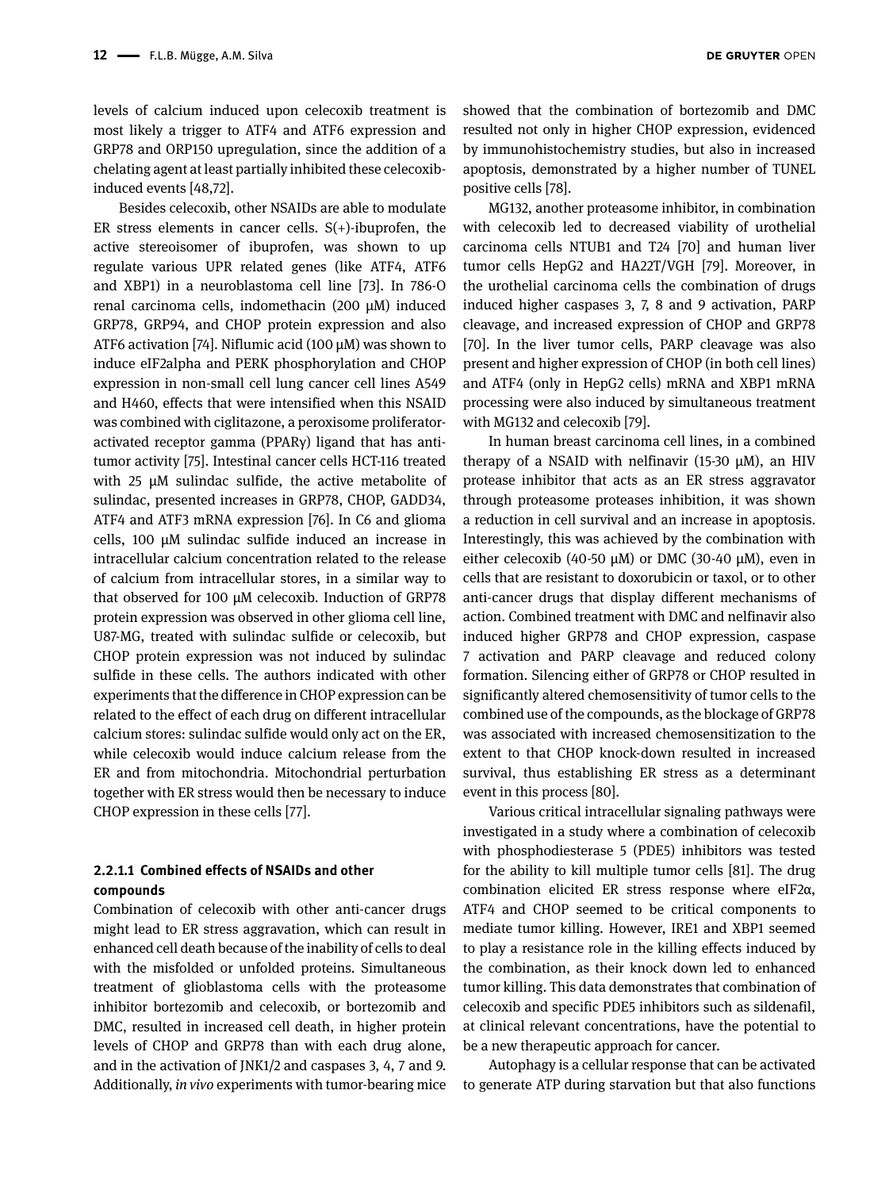levels of calcium induced upon celecoxib treatment is most likely a trigger to ATF4 and ATF6 expression and GRP78 and ORP150 upregulation, since the addition of a chelating agent at least partially inhibited these celecoxib-induced events [48,72].

Besides celecoxib, other NSAIDs are able to modulate ER stress elements in cancer cells. S(+)-ibuprofen, the active stereoisomer of ibuprofen, was shown to up regulate various UPR related genes (like ATF4, ATF6 and XBP1) in a neuroblastoma cell line [73]. In 786-O renal carcinoma cells, indomethacin (200 μM) induced GRP78, GRP94, and CHOP protein expression and also ATF6 activation [74]. Niflumic acid (100 μM) was shown to induce eIF2alpha and PERK phosphorylation and CHOP expression in non-small cell lung cancer cell lines A549 and H460, effects that were intensified when this NSAID was combined with ciglitazone, a peroxisome proliferator-activated receptor gamma (PPARγ) ligand that has anti-tumor activity [75]. Intestinal cancer cells HCT-116 treated with 25 μM sulindac sulfide, the active metabolite of sulindac, presented increases in GRP78, CHOP, GADD34, ATF4 and ATF3 mRNA expression [76]. In C6 and glioma cells, 100 μM sulindac sulfide induced an increase in intracellular calcium concentration related to the release of calcium from intracellular stores, in a similar way to that observed for 100 μM celecoxib. Induction of GRP78 protein expression was observed in other glioma cell line, U87-MG, treated with sulindac sulfide or celecoxib, but CHOP protein expression was not induced by sulindac sulfide in these cells. The authors indicated with other experiments that the difference in CHOP expression can be related to the effect of each drug on different intracellular calcium stores: sulindac sulfide would only act on the ER, while celecoxib would induce calcium release from the ER and from mitochondria. Mitochondrial perturbation together with ER stress would then be necessary to induce CHOP expression in these cells [77].

#### 2.2.1.1 Combined effects of NSAIDs and other compounds

Combination of celecoxib with other anti-cancer drugs might lead to ER stress aggravation, which can result in enhanced cell death because of the inability of cells to deal with the misfolded or unfolded proteins. Simultaneous treatment of glioblastoma cells with the proteasome inhibitor bortezomib and celecoxib, or bortezomib and DMC, resulted in increased cell death, in higher protein levels of CHOP and GRP78 than with each drug alone, and in the activation of JNK1/2 and caspases 3, 4, 7 and 9. Additionally, *in vivo* experiments with tumor-bearing mice showed that the combination of bortezomib and DMC resulted not only in higher CHOP expression, evidenced by immunohistochemistry studies, but also in increased apoptosis, demonstrated by a higher number of TUNEL positive cells [78].

MG132, another proteasome inhibitor, in combination with celecoxib led to decreased viability of urothelial carcinoma cells NTUB1 and T24 [70] and human liver tumor cells HepG2 and HA22T/VGH [79]. Moreover, in the urothelial carcinoma cells the combination of drugs induced higher caspases 3, 7, 8 and 9 activation, PARP cleavage, and increased expression of CHOP and GRP78 [70]. In the liver tumor cells, PARP cleavage was also present and higher expression of CHOP (in both cell lines) and ATF4 (only in HepG2 cells) mRNA and XBP1 mRNA processing were also induced by simultaneous treatment with MG132 and celecoxib [79].

In human breast carcinoma cell lines, in a combined therapy of a NSAID with nelfinavir (15-30 μM), an HIV protease inhibitor that acts as an ER stress aggravator through proteasome proteases inhibition, it was shown a reduction in cell survival and an increase in apoptosis. Interestingly, this was achieved by the combination with either celecoxib (40-50 μM) or DMC (30-40 μM), even in cells that are resistant to doxorubicin or taxol, or to other anti-cancer drugs that display different mechanisms of action. Combined treatment with DMC and nelfinavir also induced higher GRP78 and CHOP expression, caspase 7 activation and PARP cleavage and reduced colony formation. Silencing either of GRP78 or CHOP resulted in significantly altered chemosensitivity of tumor cells to the combined use of the compounds, as the blockage of GRP78 was associated with increased chemosensitization to the extent to that CHOP knock-down resulted in increased survival, thus establishing ER stress as a determinant event in this process [80].

Various critical intracellular signaling pathways were investigated in a study where a combination of celecoxib with phosphodiesterase 5 (PDE5) inhibitors was tested for the ability to kill multiple tumor cells [81]. The drug combination elicited ER stress response where eIF2α, ATF4 and CHOP seemed to be critical components to mediate tumor killing. However, IRE1 and XBP1 seemed to play a resistance role in the killing effects induced by the combination, as their knock down led to enhanced tumor killing. This data demonstrates that combination of celecoxib and specific PDE5 inhibitors such as sildenafil, at clinical relevant concentrations, have the potential to be a new therapeutic approach for cancer.

Autophagy is a cellular response that can be activated to generate ATP during starvation but that also functions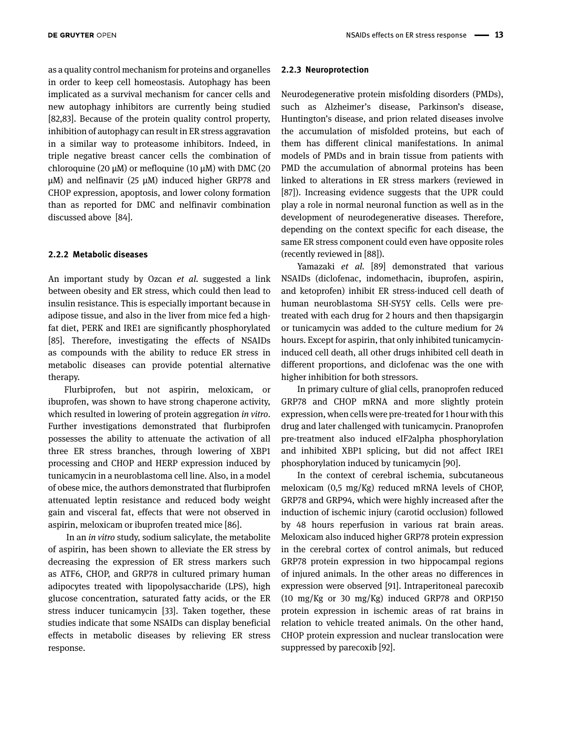as a quality control mechanism for proteins and organelles in order to keep cell homeostasis. Autophagy has been implicated as a survival mechanism for cancer cells and new autophagy inhibitors are currently being studied [82,83]. Because of the protein quality control property, inhibition of autophagy can result in ER stress aggravation in a similar way to proteasome inhibitors. Indeed, in triple negative breast cancer cells the combination of chloroquine (20 μM) or mefloquine (10 μM) with DMC (20 μM) and nelfinavir (25 μM) induced higher GRP78 and CHOP expression, apoptosis, and lower colony formation than as reported for DMC and nelfinavir combination discussed above [84].

### 2.2.2 Metabolic diseases

An important study by Ozcan *et al.* suggested a link between obesity and ER stress, which could then lead to insulin resistance. This is especially important because in adipose tissue, and also in the liver from mice fed a high-fat diet, PERK and IRE1 are significantly phosphorylated [85]. Therefore, investigating the effects of NSAIDs as compounds with the ability to reduce ER stress in metabolic diseases can provide potential alternative therapy.

Flurbiprofen, but not aspirin, meloxicam, or ibuprofen, was shown to have strong chaperone activity, which resulted in lowering of protein aggregation *in vitro*. Further investigations demonstrated that flurbiprofen possesses the ability to attenuate the activation of all three ER stress branches, through lowering of XBP1 processing and CHOP and HERP expression induced by tunicamycin in a neuroblastoma cell line. Also, in a model of obese mice, the authors demonstrated that flurbiprofen attenuated leptin resistance and reduced body weight gain and visceral fat, effects that were not observed in aspirin, meloxicam or ibuprofen treated mice [86].

In an *in vitro* study, sodium salicylate, the metabolite of aspirin, has been shown to alleviate the ER stress by decreasing the expression of ER stress markers such as ATF6, CHOP, and GRP78 in cultured primary human adipocytes treated with lipopolysaccharide (LPS), high glucose concentration, saturated fatty acids, or the ER stress inducer tunicamycin [33]. Taken together, these studies indicate that some NSAIDs can display beneficial effects in metabolic diseases by relieving ER stress response.

### 2.2.3 Neuroprotection

Neurodegenerative protein misfolding disorders (PMDs), such as Alzheimer's disease, Parkinson's disease, Huntington's disease, and prion related diseases involve the accumulation of misfolded proteins, but each of them has different clinical manifestations. In animal models of PMDs and in brain tissue from patients with PMD the accumulation of abnormal proteins has been linked to alterations in ER stress markers (reviewed in [87]). Increasing evidence suggests that the UPR could play a role in normal neuronal function as well as in the development of neurodegenerative diseases. Therefore, depending on the context specific for each disease, the same ER stress component could even have opposite roles (recently reviewed in [88]).

Yamazaki *et al.* [89] demonstrated that various NSAIDs (diclofenac, indomethacin, ibuprofen, aspirin, and ketoprofen) inhibit ER stress-induced cell death of human neuroblastoma SH-SY5Y cells. Cells were pre-treated with each drug for 2 hours and then thapsigargin or tunicamycin was added to the culture medium for 24 hours. Except for aspirin, that only inhibited tunicamycin-induced cell death, all other drugs inhibited cell death in different proportions, and diclofenac was the one with higher inhibition for both stressors.

In primary culture of glial cells, pranoprofen reduced GRP78 and CHOP mRNA and more slightly protein expression, when cells were pre-treated for 1 hour with this drug and later challenged with tunicamycin. Pranoprofen pre-treatment also induced eIF2alpha phosphorylation and inhibited XBP1 splicing, but did not affect IRE1 phosphorylation induced by tunicamycin [90].

In the context of cerebral ischemia, subcutaneous meloxicam (0,5 mg/Kg) reduced mRNA levels of CHOP, GRP78 and GRP94, which were highly increased after the induction of ischemic injury (carotid occlusion) followed by 48 hours reperfusion in various rat brain areas. Meloxicam also induced higher GRP78 protein expression in the cerebral cortex of control animals, but reduced GRP78 protein expression in two hippocampal regions of injured animals. In the other areas no differences in expression were observed [91]. Intraperitoneal parecoxib (10 mg/Kg or 30 mg/Kg) induced GRP78 and ORP150 protein expression in ischemic areas of rat brains in relation to vehicle treated animals. On the other hand, CHOP protein expression and nuclear translocation were suppressed by parecoxib [92].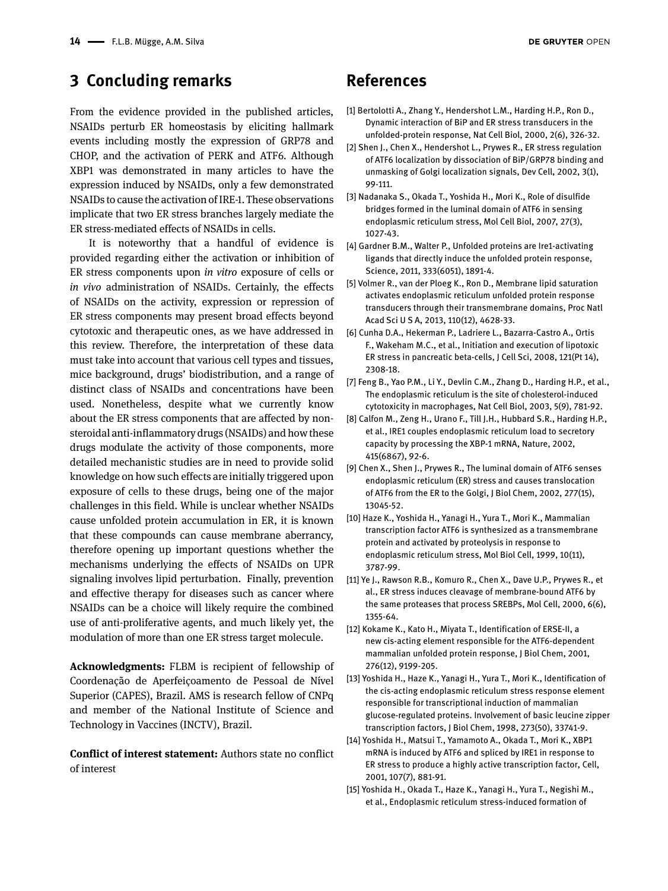## 3 Concluding remarks

From the evidence provided in the published articles, NSAIDs perturb ER homeostasis by eliciting hallmark events including mostly the expression of GRP78 and CHOP, and the activation of PERK and ATF6. Although XBP1 was demonstrated in many articles to have the expression induced by NSAIDs, only a few demonstrated NSAIDs to cause the activation of IRE-1. These observations implicate that two ER stress branches largely mediate the ER stress-mediated effects of NSAIDs in cells.

It is noteworthy that a handful of evidence is provided regarding either the activation or inhibition of ER stress components upon *in vitro* exposure of cells or *in vivo* administration of NSAIDs. Certainly, the effects of NSAIDs on the activity, expression or repression of ER stress components may present broad effects beyond cytotoxic and therapeutic ones, as we have addressed in this review. Therefore, the interpretation of these data must take into account that various cell types and tissues, mice background, drugs' biodistribution, and a range of distinct class of NSAIDs and concentrations have been used. Nonetheless, despite what we currently know about the ER stress components that are affected by non-steroidal anti-inflammatory drugs (NSAIDs) and how these drugs modulate the activity of those components, more detailed mechanistic studies are in need to provide solid knowledge on how such effects are initially triggered upon exposure of cells to these drugs, being one of the major challenges in this field. While is unclear whether NSAIDs cause unfolded protein accumulation in ER, it is known that these compounds can cause membrane aberrancy, therefore opening up important questions whether the mechanisms underlying the effects of NSAIDs on UPR signaling involves lipid perturbation. Finally, prevention and effective therapy for diseases such as cancer where NSAIDs can be a choice will likely require the combined use of anti-proliferative agents, and much likely yet, the modulation of more than one ER stress target molecule.

**Acknowledgments:** FLBM is recipient of fellowship of Coordenação de Aperfeiçoamento de Pessoal de Nível Superior (CAPES), Brazil. AMS is research fellow of CNPq and member of the National Institute of Science and Technology in Vaccines (INCTV), Brazil.

**Conflict of interest statement:** Authors state no conflict of interest

## References

[1] Bertolotti A., Zhang Y., Hendershot L.M., Harding H.P., Ron D., Dynamic interaction of BiP and ER stress transducers in the unfolded-protein response, Nat Cell Biol, 2000, 2(6), 326-32.

[2] Shen J., Chen X., Hendershot L., Prywes R., ER stress regulation of ATF6 localization by dissociation of BiP/GRP78 binding and unmasking of Golgi localization signals, Dev Cell, 2002, 3(1), 99-111.

[3] Nadanaka S., Okada T., Yoshida H., Mori K., Role of disulfide bridges formed in the luminal domain of ATF6 in sensing endoplasmic reticulum stress, Mol Cell Biol, 2007, 27(3), 1027-43.

[4] Gardner B.M., Walter P., Unfolded proteins are Ire1-activating ligands that directly induce the unfolded protein response, Science, 2011, 333(6051), 1891-4.

[5] Volmer R., van der Ploeg K., Ron D., Membrane lipid saturation activates endoplasmic reticulum unfolded protein response transducers through their transmembrane domains, Proc Natl Acad Sci U S A, 2013, 110(12), 4628-33.

[6] Cunha D.A., Hekerman P., Ladriere L., Bazarra-Castro A., Ortis F., Wakeham M.C., et al., Initiation and execution of lipotoxic ER stress in pancreatic beta-cells, J Cell Sci, 2008, 121(Pt 14), 2308-18.

[7] Feng B., Yao P.M., Li Y., Devlin C.M., Zhang D., Harding H.P., et al., The endoplasmic reticulum is the site of cholesterol-induced cytotoxicity in macrophages, Nat Cell Biol, 2003, 5(9), 781-92.

[8] Calfon M., Zeng H., Urano F., Till J.H., Hubbard S.R., Harding H.P., et al., IRE1 couples endoplasmic reticulum load to secretory capacity by processing the XBP-1 mRNA, Nature, 2002, 415(6867), 92-6.

[9] Chen X., Shen J., Prywes R., The luminal domain of ATF6 senses endoplasmic reticulum (ER) stress and causes translocation of ATF6 from the ER to the Golgi, J Biol Chem, 2002, 277(15), 13045-52.

[10] Haze K., Yoshida H., Yanagi H., Yura T., Mori K., Mammalian transcription factor ATF6 is synthesized as a transmembrane protein and activated by proteolysis in response to endoplasmic reticulum stress, Mol Biol Cell, 1999, 10(11), 3787-99.

[11] Ye J., Rawson R.B., Komuro R., Chen X., Dave U.P., Prywes R., et al., ER stress induces cleavage of membrane-bound ATF6 by the same proteases that process SREBPs, Mol Cell, 2000, 6(6), 1355-64.

[12] Kokame K., Kato H., Miyata T., Identification of ERSE-II, a new cis-acting element responsible for the ATF6-dependent mammalian unfolded protein response, J Biol Chem, 2001, 276(12), 9199-205.

[13] Yoshida H., Haze K., Yanagi H., Yura T., Mori K., Identification of the cis-acting endoplasmic reticulum stress response element responsible for transcriptional induction of mammalian glucose-regulated proteins. Involvement of basic leucine zipper transcription factors, J Biol Chem, 1998, 273(50), 33741-9.

[14] Yoshida H., Matsui T., Yamamoto A., Okada T., Mori K., XBP1 mRNA is induced by ATF6 and spliced by IRE1 in response to ER stress to produce a highly active transcription factor, Cell, 2001, 107(7), 881-91.

[15] Yoshida H., Okada T., Haze K., Yanagi H., Yura T., Negishi M., et al., Endoplasmic reticulum stress-induced formation of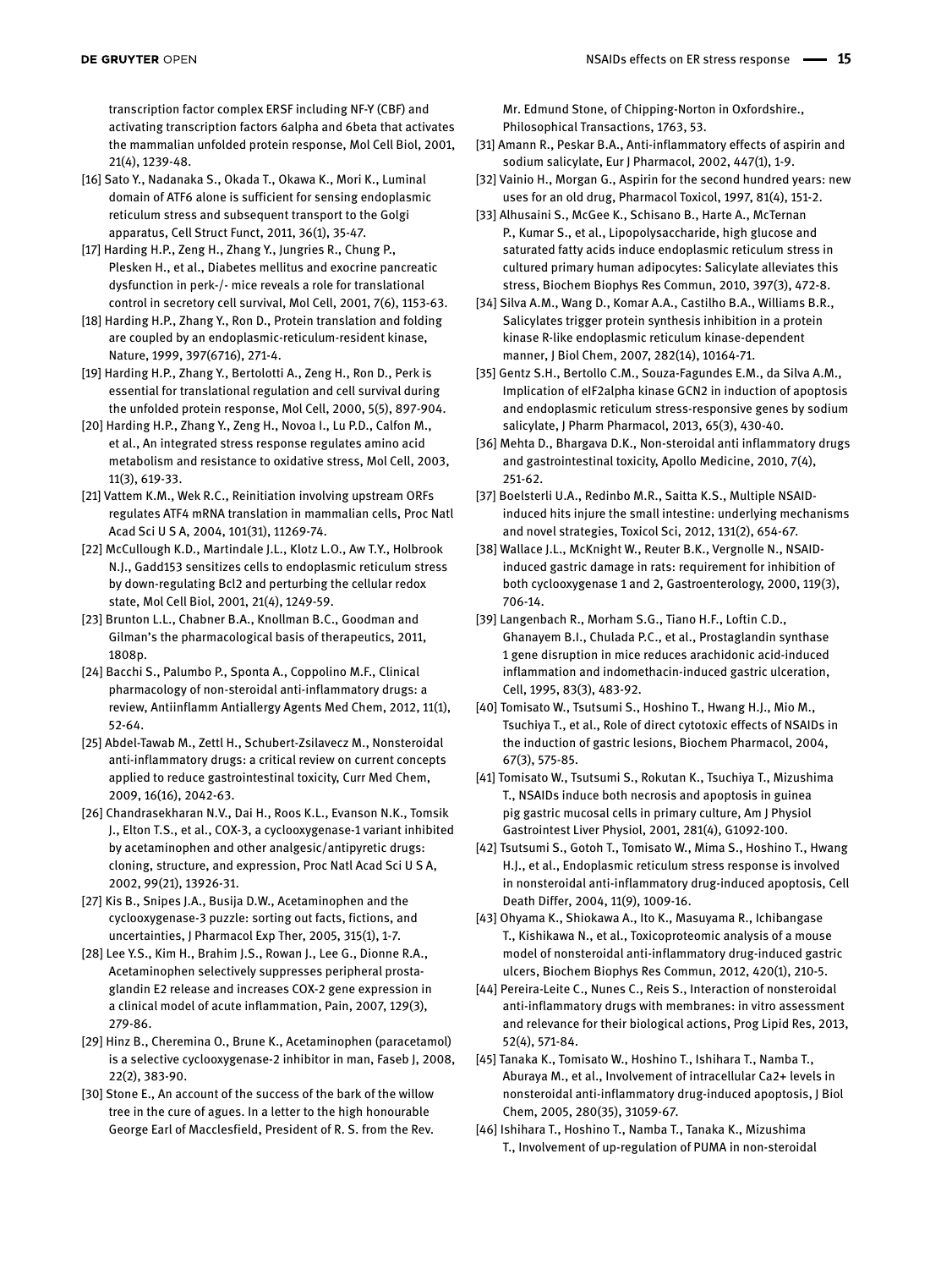transcription factor complex ERSF including NF-Y (CBF) and activating transcription factors 6alpha and 6beta that activates the mammalian unfolded protein response, Mol Cell Biol, 2001, 21(4), 1239-48.

[16] Sato Y., Nadanaka S., Okada T., Okawa K., Mori K., Luminal domain of ATF6 alone is sufficient for sensing endoplasmic reticulum stress and subsequent transport to the Golgi apparatus, Cell Struct Funct, 2011, 36(1), 35-47.

[17] Harding H.P., Zeng H., Zhang Y., Jungries R., Chung P., Plesken H., et al., Diabetes mellitus and exocrine pancreatic dysfunction in perk-/- mice reveals a role for translational control in secretory cell survival, Mol Cell, 2001, 7(6), 1153-63.

[18] Harding H.P., Zhang Y., Ron D., Protein translation and folding are coupled by an endoplasmic-reticulum-resident kinase, Nature, 1999, 397(6716), 271-4.

[19] Harding H.P., Zhang Y., Bertolotti A., Zeng H., Ron D., Perk is essential for translational regulation and cell survival during the unfolded protein response, Mol Cell, 2000, 5(5), 897-904.

[20] Harding H.P., Zhang Y., Zeng H., Novoa I., Lu P.D., Calfon M., et al., An integrated stress response regulates amino acid metabolism and resistance to oxidative stress, Mol Cell, 2003, 11(3), 619-33.

[21] Vattem K.M., Wek R.C., Reinitiation involving upstream ORFs regulates ATF4 mRNA translation in mammalian cells, Proc Natl Acad Sci U S A, 2004, 101(31), 11269-74.

[22] McCullough K.D., Martindale J.L., Klotz L.O., Aw T.Y., Holbrook N.J., Gadd153 sensitizes cells to endoplasmic reticulum stress by down-regulating Bcl2 and perturbing the cellular redox state, Mol Cell Biol, 2001, 21(4), 1249-59.

[23] Brunton L.L., Chabner B.A., Knollman B.C., Goodman and Gilman's the pharmacological basis of therapeutics, 2011, 1808p.

[24] Bacchi S., Palumbo P., Sponta A., Coppolino M.F., Clinical pharmacology of non-steroidal anti-inflammatory drugs: a review, Antiinflamm Antiallergy Agents Med Chem, 2012, 11(1), 52-64.

[25] Abdel-Tawab M., Zettl H., Schubert-Zsilavecz M., Nonsteroidal anti-inflammatory drugs: a critical review on current concepts applied to reduce gastrointestinal toxicity, Curr Med Chem, 2009, 16(16), 2042-63.

[26] Chandrasekharan N.V., Dai H., Roos K.L., Evanson N.K., Tomsik J., Elton T.S., et al., COX-3, a cyclooxygenase-1 variant inhibited by acetaminophen and other analgesic/antipyretic drugs: cloning, structure, and expression, Proc Natl Acad Sci U S A, 2002, 99(21), 13926-31.

[27] Kis B., Snipes J.A., Busija D.W., Acetaminophen and the cyclooxygenase-3 puzzle: sorting out facts, fictions, and uncertainties, J Pharmacol Exp Ther, 2005, 315(1), 1-7.

[28] Lee Y.S., Kim H., Brahim J.S., Rowan J., Lee G., Dionne R.A., Acetaminophen selectively suppresses peripheral prostaglandin E2 release and increases COX-2 gene expression in a clinical model of acute inflammation, Pain, 2007, 129(3), 279-86.

[29] Hinz B., Cheremina O., Brune K., Acetaminophen (paracetamol) is a selective cyclooxygenase-2 inhibitor in man, Faseb J, 2008, 22(2), 383-90.

[30] Stone E., An account of the success of the bark of the willow tree in the cure of agues. In a letter to the high honourable George Earl of Macclesfield, President of R. S. from the Rev. Mr. Edmund Stone, of Chipping-Norton in Oxfordshire., Philosophical Transactions, 1763, 53.

[31] Amann R., Peskar B.A., Anti-inflammatory effects of aspirin and sodium salicylate, Eur J Pharmacol, 2002, 447(1), 1-9.

[32] Vainio H., Morgan G., Aspirin for the second hundred years: new uses for an old drug, Pharmacol Toxicol, 1997, 81(4), 151-2.

[33] Alhusaini S., McGee K., Schisano B., Harte A., McTernan P., Kumar S., et al., Lipopolysaccharide, high glucose and saturated fatty acids induce endoplasmic reticulum stress in cultured primary human adipocytes: Salicylate alleviates this stress, Biochem Biophys Res Commun, 2010, 397(3), 472-8.

[34] Silva A.M., Wang D., Komar A.A., Castilho B.A., Williams B.R., Salicylates trigger protein synthesis inhibition in a protein kinase R-like endoplasmic reticulum kinase-dependent manner, J Biol Chem, 2007, 282(14), 10164-71.

[35] Gentz S.H., Bertollo C.M., Souza-Fagundes E.M., da Silva A.M., Implication of eIF2alpha kinase GCN2 in induction of apoptosis and endoplasmic reticulum stress-responsive genes by sodium salicylate, J Pharm Pharmacol, 2013, 65(3), 430-40.

[36] Mehta D., Bhargava D.K., Non-steroidal anti inflammatory drugs and gastrointestinal toxicity, Apollo Medicine, 2010, 7(4), 251-62.

[37] Boelsterli U.A., Redinbo M.R., Saitta K.S., Multiple NSAID-induced hits injure the small intestine: underlying mechanisms and novel strategies, Toxicol Sci, 2012, 131(2), 654-67.

[38] Wallace J.L., McKnight W., Reuter B.K., Vergnolle N., NSAID-induced gastric damage in rats: requirement for inhibition of both cyclooxygenase 1 and 2, Gastroenterology, 2000, 119(3), 706-14.

[39] Langenbach R., Morham S.G., Tiano H.F., Loftin C.D., Ghanayem B.I., Chulada P.C., et al., Prostaglandin synthase 1 gene disruption in mice reduces arachidonic acid-induced inflammation and indomethacin-induced gastric ulceration, Cell, 1995, 83(3), 483-92.

[40] Tomisato W., Tsutsumi S., Hoshino T., Hwang H.J., Mio M., Tsuchiya T., et al., Role of direct cytotoxic effects of NSAIDs in the induction of gastric lesions, Biochem Pharmacol, 2004, 67(3), 575-85.

[41] Tomisato W., Tsutsumi S., Rokutan K., Tsuchiya T., Mizushima T., NSAIDs induce both necrosis and apoptosis in guinea pig gastric mucosal cells in primary culture, Am J Physiol Gastrointest Liver Physiol, 2001, 281(4), G1092-100.

[42] Tsutsumi S., Gotoh T., Tomisato W., Mima S., Hoshino T., Hwang H.J., et al., Endoplasmic reticulum stress response is involved in nonsteroidal anti-inflammatory drug-induced apoptosis, Cell Death Differ, 2004, 11(9), 1009-16.

[43] Ohyama K., Shiokawa A., Ito K., Masuyama R., Ichibangase T., Kishikawa N., et al., Toxicoproteomic analysis of a mouse model of nonsteroidal anti-inflammatory drug-induced gastric ulcers, Biochem Biophys Res Commun, 2012, 420(1), 210-5.

[44] Pereira-Leite C., Nunes C., Reis S., Interaction of nonsteroidal anti-inflammatory drugs with membranes: in vitro assessment and relevance for their biological actions, Prog Lipid Res, 2013, 52(4), 571-84.

[45] Tanaka K., Tomisato W., Hoshino T., Ishihara T., Namba T., Aburaya M., et al., Involvement of intracellular Ca2+ levels in nonsteroidal anti-inflammatory drug-induced apoptosis, J Biol Chem, 2005, 280(35), 31059-67.

[46] Ishihara T., Hoshino T., Namba T., Tanaka K., Mizushima T., Involvement of up-regulation of PUMA in non-steroidal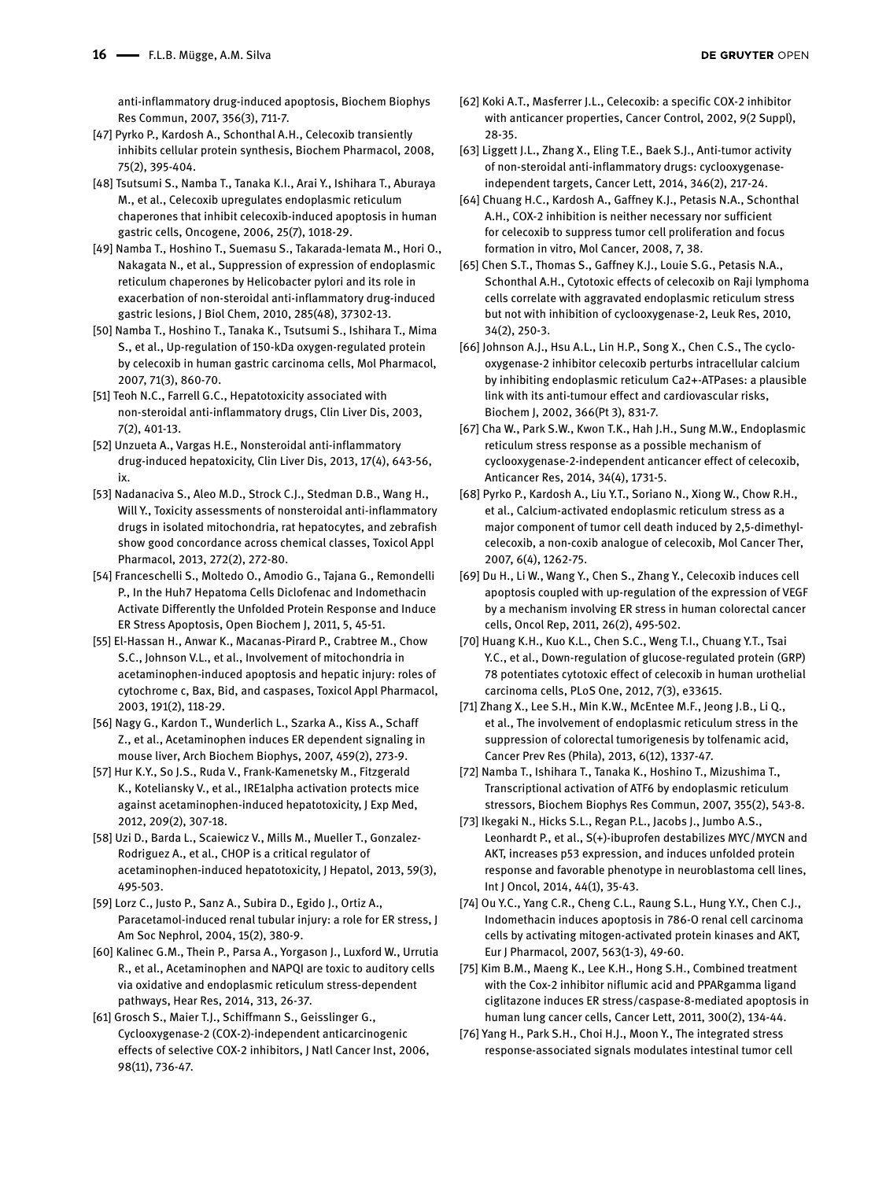anti-inflammatory drug-induced apoptosis, Biochem Biophys Res Commun, 2007, 356(3), 711-7.

[47] Pyrko P., Kardosh A., Schonthal A.H., Celecoxib transiently inhibits cellular protein synthesis, Biochem Pharmacol, 2008, 75(2), 395-404.

[48] Tsutsumi S., Namba T., Tanaka K.I., Arai Y., Ishihara T., Aburaya M., et al., Celecoxib upregulates endoplasmic reticulum chaperones that inhibit celecoxib-induced apoptosis in human gastric cells, Oncogene, 2006, 25(7), 1018-29.

[49] Namba T., Hoshino T., Suemasu S., Takarada-Iemata M., Hori O., Nakagata N., et al., Suppression of expression of endoplasmic reticulum chaperones by Helicobacter pylori and its role in exacerbation of non-steroidal anti-inflammatory drug-induced gastric lesions, J Biol Chem, 2010, 285(48), 37302-13.

[50] Namba T., Hoshino T., Tanaka K., Tsutsumi S., Ishihara T., Mima S., et al., Up-regulation of 150-kDa oxygen-regulated protein by celecoxib in human gastric carcinoma cells, Mol Pharmacol, 2007, 71(3), 860-70.

[51] Teoh N.C., Farrell G.C., Hepatotoxicity associated with non-steroidal anti-inflammatory drugs, Clin Liver Dis, 2003, 7(2), 401-13.

[52] Unzueta A., Vargas H.E., Nonsteroidal anti-inflammatory drug-induced hepatoxicity, Clin Liver Dis, 2013, 17(4), 643-56, ix.

[53] Nadanaciva S., Aleo M.D., Strock C.J., Stedman D.B., Wang H., Will Y., Toxicity assessments of nonsteroidal anti-inflammatory drugs in isolated mitochondria, rat hepatocytes, and zebrafish show good concordance across chemical classes, Toxicol Appl Pharmacol, 2013, 272(2), 272-80.

[54] Franceschelli S., Moltedo O., Amodio G., Tajana G., Remondelli P., In the Huh7 Hepatoma Cells Diclofenac and Indomethacin Activate Differently the Unfolded Protein Response and Induce ER Stress Apoptosis, Open Biochem J, 2011, 5, 45-51.

[55] El-Hassan H., Anwar K., Macanas-Pirard P., Crabtree M., Chow S.C., Johnson V.L., et al., Involvement of mitochondria in acetaminophen-induced apoptosis and hepatic injury: roles of cytochrome c, Bax, Bid, and caspases, Toxicol Appl Pharmacol, 2003, 191(2), 118-29.

[56] Nagy G., Kardon T., Wunderlich L., Szarka A., Kiss A., Schaff Z., et al., Acetaminophen induces ER dependent signaling in mouse liver, Arch Biochem Biophys, 2007, 459(2), 273-9.

[57] Hur K.Y., So J.S., Ruda V., Frank-Kamenetsky M., Fitzgerald K., Koteliansky V., et al., IRE1alpha activation protects mice against acetaminophen-induced hepatotoxicity, J Exp Med, 2012, 209(2), 307-18.

[58] Uzi D., Barda L., Scaiewicz V., Mills M., Mueller T., Gonzalez-Rodriguez A., et al., CHOP is a critical regulator of acetaminophen-induced hepatotoxicity, J Hepatol, 2013, 59(3), 495-503.

[59] Lorz C., Justo P., Sanz A., Subira D., Egido J., Ortiz A., Paracetamol-induced renal tubular injury: a role for ER stress, J Am Soc Nephrol, 2004, 15(2), 380-9.

[60] Kalinec G.M., Thein P., Parsa A., Yorgason J., Luxford W., Urrutia R., et al., Acetaminophen and NAPQI are toxic to auditory cells via oxidative and endoplasmic reticulum stress-dependent pathways, Hear Res, 2014, 313, 26-37.

[61] Grosch S., Maier T.J., Schiffmann S., Geisslinger G., Cyclooxygenase-2 (COX-2)-independent anticarcinogenic effects of selective COX-2 inhibitors, J Natl Cancer Inst, 2006, 98(11), 736-47.

[62] Koki A.T., Masferrer J.L., Celecoxib: a specific COX-2 inhibitor with anticancer properties, Cancer Control, 2002, 9(2 Suppl), 28-35.

[63] Liggett J.L., Zhang X., Eling T.E., Baek S.J., Anti-tumor activity of non-steroidal anti-inflammatory drugs: cyclooxygenase-independent targets, Cancer Lett, 2014, 346(2), 217-24.

[64] Chuang H.C., Kardosh A., Gaffney K.J., Petasis N.A., Schonthal A.H., COX-2 inhibition is neither necessary nor sufficient for celecoxib to suppress tumor cell proliferation and focus formation in vitro, Mol Cancer, 2008, 7, 38.

[65] Chen S.T., Thomas S., Gaffney K.J., Louie S.G., Petasis N.A., Schonthal A.H., Cytotoxic effects of celecoxib on Raji lymphoma cells correlate with aggravated endoplasmic reticulum stress but not with inhibition of cyclooxygenase-2, Leuk Res, 2010, 34(2), 250-3.

[66] Johnson A.J., Hsu A.L., Lin H.P., Song X., Chen C.S., The cyclo-oxygenase-2 inhibitor celecoxib perturbs intracellular calcium by inhibiting endoplasmic reticulum Ca2+-ATPases: a plausible link with its anti-tumour effect and cardiovascular risks, Biochem J, 2002, 366(Pt 3), 831-7.

[67] Cha W., Park S.W., Kwon T.K., Hah J.H., Sung M.W., Endoplasmic reticulum stress response as a possible mechanism of cyclooxygenase-2-independent anticancer effect of celecoxib, Anticancer Res, 2014, 34(4), 1731-5.

[68] Pyrko P., Kardosh A., Liu Y.T., Soriano N., Xiong W., Chow R.H., et al., Calcium-activated endoplasmic reticulum stress as a major component of tumor cell death induced by 2,5-dimethyl-celecoxib, a non-coxib analogue of celecoxib, Mol Cancer Ther, 2007, 6(4), 1262-75.

[69] Du H., Li W., Wang Y., Chen S., Zhang Y., Celecoxib induces cell apoptosis coupled with up-regulation of the expression of VEGF by a mechanism involving ER stress in human colorectal cancer cells, Oncol Rep, 2011, 26(2), 495-502.

[70] Huang K.H., Kuo K.L., Chen S.C., Weng T.I., Chuang Y.T., Tsai Y.C., et al., Down-regulation of glucose-regulated protein (GRP) 78 potentiates cytotoxic effect of celecoxib in human urothelial carcinoma cells, PLoS One, 2012, 7(3), e33615.

[71] Zhang X., Lee S.H., Min K.W., McEntee M.F., Jeong J.B., Li Q., et al., The involvement of endoplasmic reticulum stress in the suppression of colorectal tumorigenesis by tolfenamic acid, Cancer Prev Res (Phila), 2013, 6(12), 1337-47.

[72] Namba T., Ishihara T., Tanaka K., Hoshino T., Mizushima T., Transcriptional activation of ATF6 by endoplasmic reticulum stressors, Biochem Biophys Res Commun, 2007, 355(2), 543-8.

[73] Ikegaki N., Hicks S.L., Regan P.L., Jacobs J., Jumbo A.S., Leonhardt P., et al., S(+)-ibuprofen destabilizes MYC/MYCN and AKT, increases p53 expression, and induces unfolded protein response and favorable phenotype in neuroblastoma cell lines, Int J Oncol, 2014, 44(1), 35-43.

[74] Ou Y.C., Yang C.R., Cheng C.L., Raung S.L., Hung Y.Y., Chen C.J., Indomethacin induces apoptosis in 786-O renal cell carcinoma cells by activating mitogen-activated protein kinases and AKT, Eur J Pharmacol, 2007, 563(1-3), 49-60.

[75] Kim B.M., Maeng K., Lee K.H., Hong S.H., Combined treatment with the Cox-2 inhibitor niflumic acid and PPARgamma ligand ciglitazone induces ER stress/caspase-8-mediated apoptosis in human lung cancer cells, Cancer Lett, 2011, 300(2), 134-44.

[76] Yang H., Park S.H., Choi H.J., Moon Y., The integrated stress response-associated signals modulates intestinal tumor cell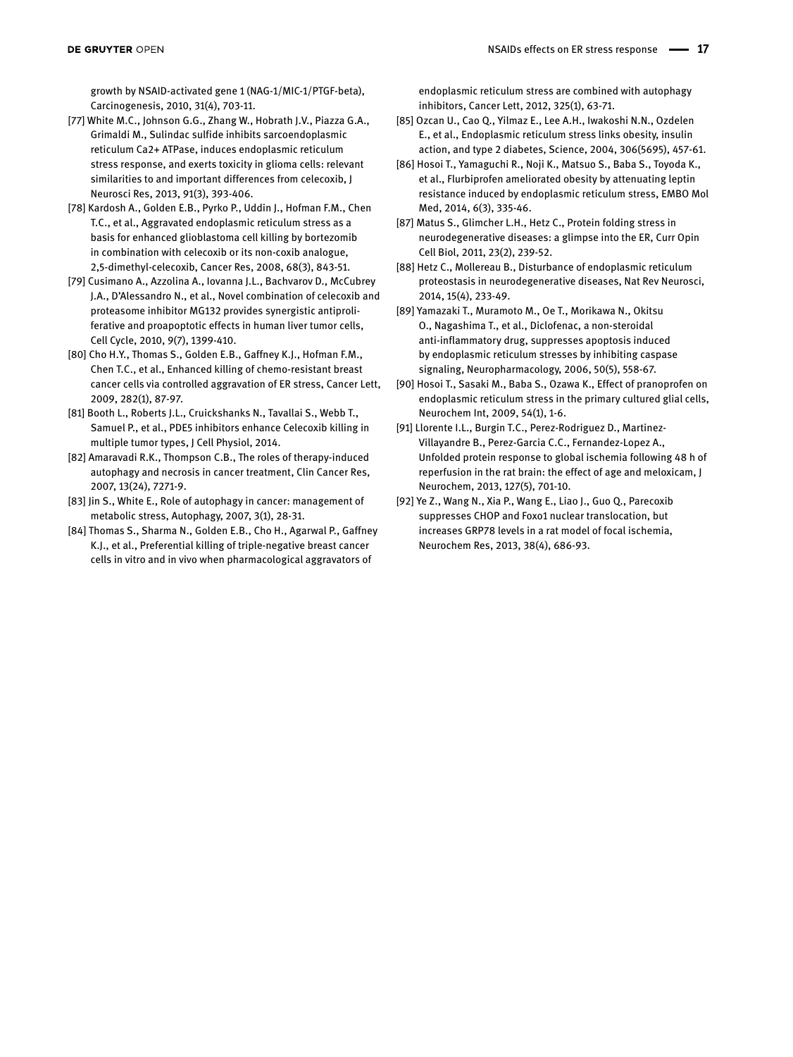growth by NSAID-activated gene 1 (NAG-1/MIC-1/PTGF-beta), Carcinogenesis, 2010, 31(4), 703-11.

[77] White M.C., Johnson G.G., Zhang W., Hobrath J.V., Piazza G.A., Grimaldi M., Sulindac sulfide inhibits sarcoendoplasmic reticulum Ca2+ ATPase, induces endoplasmic reticulum stress response, and exerts toxicity in glioma cells: relevant similarities to and important differences from celecoxib, J Neurosci Res, 2013, 91(3), 393-406.

[78] Kardosh A., Golden E.B., Pyrko P., Uddin J., Hofman F.M., Chen T.C., et al., Aggravated endoplasmic reticulum stress as a basis for enhanced glioblastoma cell killing by bortezomib in combination with celecoxib or its non-coxib analogue, 2,5-dimethyl-celecoxib, Cancer Res, 2008, 68(3), 843-51.

[79] Cusimano A., Azzolina A., Iovanna J.L., Bachvarov D., McCubrey J.A., D'Alessandro N., et al., Novel combination of celecoxib and proteasome inhibitor MG132 provides synergistic antiproliferative and proapoptotic effects in human liver tumor cells, Cell Cycle, 2010, 9(7), 1399-410.

[80] Cho H.Y., Thomas S., Golden E.B., Gaffney K.J., Hofman F.M., Chen T.C., et al., Enhanced killing of chemo-resistant breast cancer cells via controlled aggravation of ER stress, Cancer Lett, 2009, 282(1), 87-97.

[81] Booth L., Roberts J.L., Cruickshanks N., Tavallai S., Webb T., Samuel P., et al., PDE5 inhibitors enhance Celecoxib killing in multiple tumor types, J Cell Physiol, 2014.

[82] Amaravadi R.K., Thompson C.B., The roles of therapy-induced autophagy and necrosis in cancer treatment, Clin Cancer Res, 2007, 13(24), 7271-9.

[83] Jin S., White E., Role of autophagy in cancer: management of metabolic stress, Autophagy, 2007, 3(1), 28-31.

[84] Thomas S., Sharma N., Golden E.B., Cho H., Agarwal P., Gaffney K.J., et al., Preferential killing of triple-negative breast cancer cells in vitro and in vivo when pharmacological aggravators of endoplasmic reticulum stress are combined with autophagy inhibitors, Cancer Lett, 2012, 325(1), 63-71.

[85] Ozcan U., Cao Q., Yilmaz E., Lee A.H., Iwakoshi N.N., Ozdelen E., et al., Endoplasmic reticulum stress links obesity, insulin action, and type 2 diabetes, Science, 2004, 306(5695), 457-61.

[86] Hosoi T., Yamaguchi R., Noji K., Matsuo S., Baba S., Toyoda K., et al., Flurbiprofen ameliorated obesity by attenuating leptin resistance induced by endoplasmic reticulum stress, EMBO Mol Med, 2014, 6(3), 335-46.

[87] Matus S., Glimcher L.H., Hetz C., Protein folding stress in neurodegenerative diseases: a glimpse into the ER, Curr Opin Cell Biol, 2011, 23(2), 239-52.

[88] Hetz C., Mollereau B., Disturbance of endoplasmic reticulum proteostasis in neurodegenerative diseases, Nat Rev Neurosci, 2014, 15(4), 233-49.

[89] Yamazaki T., Muramoto M., Oe T., Morikawa N., Okitsu O., Nagashima T., et al., Diclofenac, a non-steroidal anti-inflammatory drug, suppresses apoptosis induced by endoplasmic reticulum stresses by inhibiting caspase signaling, Neuropharmacology, 2006, 50(5), 558-67.

[90] Hosoi T., Sasaki M., Baba S., Ozawa K., Effect of pranoprofen on endoplasmic reticulum stress in the primary cultured glial cells, Neurochem Int, 2009, 54(1), 1-6.

[91] Llorente I.L., Burgin T.C., Perez-Rodriguez D., Martinez-Villayandre B., Perez-Garcia C.C., Fernandez-Lopez A., Unfolded protein response to global ischemia following 48 h of reperfusion in the rat brain: the effect of age and meloxicam, J Neurochem, 2013, 127(5), 701-10.

[92] Ye Z., Wang N., Xia P., Wang E., Liao J., Guo Q., Parecoxib suppresses CHOP and Foxo1 nuclear translocation, but increases GRP78 levels in a rat model of focal ischemia, Neurochem Res, 2013, 38(4), 686-93.